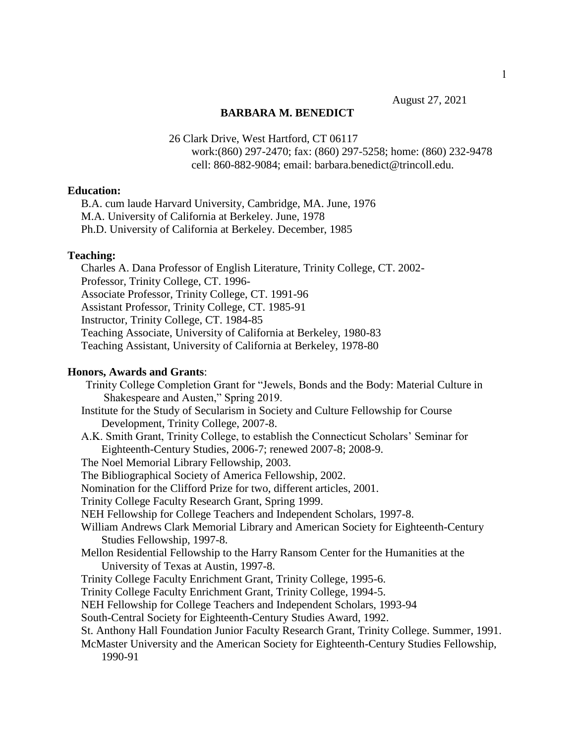August 27, 2021

**BARBARA M. BENEDICT**

26 Clark Drive, West Hartford, CT 06117
work:(860) 297-2470; fax: (860) 297-5258; home: (860) 232-9478
cell: 860-882-9084; email: barbara.benedict@trincoll.edu.

**Education:**

B.A. cum laude Harvard University, Cambridge, MA. June, 1976
M.A. University of California at Berkeley. June, 1978
Ph.D. University of California at Berkeley. December, 1985

**Teaching:**

Charles A. Dana Professor of English Literature, Trinity College, CT. 2002-
Professor, Trinity College, CT. 1996-
Associate Professor, Trinity College, CT. 1991-96
Assistant Professor, Trinity College, CT. 1985-91
Instructor, Trinity College, CT. 1984-85
Teaching Associate, University of California at Berkeley, 1980-83
Teaching Assistant, University of California at Berkeley, 1978-80

**Honors, Awards and Grants**:

Trinity College Completion Grant for "Jewels, Bonds and the Body: Material Culture in Shakespeare and Austen," Spring 2019.
Institute for the Study of Secularism in Society and Culture Fellowship for Course Development, Trinity College, 2007-8.
A.K. Smith Grant, Trinity College, to establish the Connecticut Scholars' Seminar for Eighteenth-Century Studies, 2006-7; renewed 2007-8; 2008-9.
The Noel Memorial Library Fellowship, 2003.
The Bibliographical Society of America Fellowship, 2002.
Nomination for the Clifford Prize for two, different articles, 2001.
Trinity College Faculty Research Grant, Spring 1999.
NEH Fellowship for College Teachers and Independent Scholars, 1997-8.
William Andrews Clark Memorial Library and American Society for Eighteenth-Century Studies Fellowship, 1997-8.
Mellon Residential Fellowship to the Harry Ransom Center for the Humanities at the University of Texas at Austin, 1997-8.
Trinity College Faculty Enrichment Grant, Trinity College, 1995-6.
Trinity College Faculty Enrichment Grant, Trinity College, 1994-5.
NEH Fellowship for College Teachers and Independent Scholars, 1993-94
South-Central Society for Eighteenth-Century Studies Award, 1992.
St. Anthony Hall Foundation Junior Faculty Research Grant, Trinity College. Summer, 1991.
McMaster University and the American Society for Eighteenth-Century Studies Fellowship, 1990-91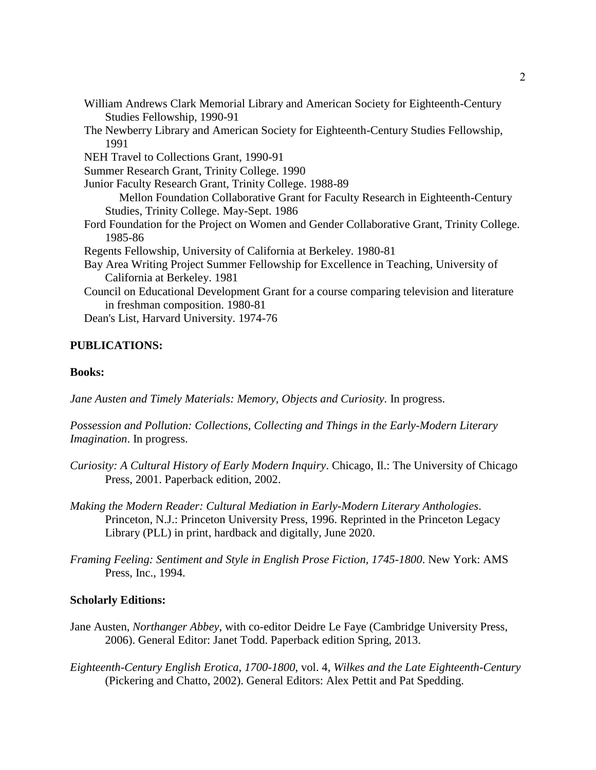William Andrews Clark Memorial Library and American Society for Eighteenth-Century Studies Fellowship, 1990-91

The Newberry Library and American Society for Eighteenth-Century Studies Fellowship, 1991

NEH Travel to Collections Grant, 1990-91

Summer Research Grant, Trinity College. 1990

Junior Faculty Research Grant, Trinity College. 1988-89

Mellon Foundation Collaborative Grant for Faculty Research in Eighteenth-Century Studies, Trinity College. May-Sept. 1986

Ford Foundation for the Project on Women and Gender Collaborative Grant, Trinity College. 1985-86

Regents Fellowship, University of California at Berkeley. 1980-81

Bay Area Writing Project Summer Fellowship for Excellence in Teaching, University of California at Berkeley. 1981

Council on Educational Development Grant for a course comparing television and literature in freshman composition. 1980-81

Dean's List, Harvard University. 1974-76

## PUBLICATIONS:

### Books:

*Jane Austen and Timely Materials: Memory, Objects and Curiosity.* In progress.

*Possession and Pollution: Collections, Collecting and Things in the Early-Modern Literary Imagination*. In progress.

*Curiosity: A Cultural History of Early Modern Inquiry*. Chicago, Il.: The University of Chicago Press, 2001. Paperback edition, 2002.

*Making the Modern Reader: Cultural Mediation in Early-Modern Literary Anthologies*. Princeton, N.J.: Princeton University Press, 1996. Reprinted in the Princeton Legacy Library (PLL) in print, hardback and digitally, June 2020.

*Framing Feeling: Sentiment and Style in English Prose Fiction, 1745-1800*. New York: AMS Press, Inc., 1994.

### Scholarly Editions:

Jane Austen, *Northanger Abbey*, with co-editor Deidre Le Faye (Cambridge University Press, 2006). General Editor: Janet Todd. Paperback edition Spring, 2013.

*Eighteenth-Century English Erotica, 1700-1800*, vol. 4, *Wilkes and the Late Eighteenth-Century* (Pickering and Chatto, 2002). General Editors: Alex Pettit and Pat Spedding.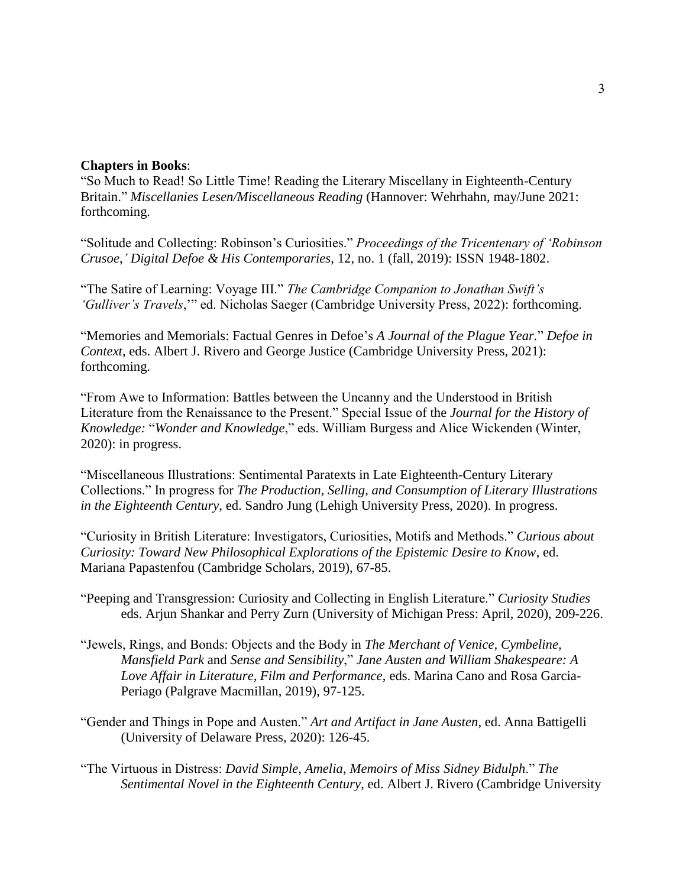**Chapters in Books**:

"So Much to Read! So Little Time! Reading the Literary Miscellany in Eighteenth-Century Britain." *Miscellanies Lesen/Miscellaneous Reading* (Hannover: Wehrhahn, may/June 2021: forthcoming.

"Solitude and Collecting: Robinson's Curiosities." *Proceedings of the Tricentenary of 'Robinson Crusoe,' Digital Defoe & His Contemporaries*, 12, no. 1 (fall, 2019): ISSN 1948-1802.

"The Satire of Learning: Voyage III." *The Cambridge Companion to Jonathan Swift's 'Gulliver's Travels*,'" ed. Nicholas Saeger (Cambridge University Press, 2022): forthcoming.

"Memories and Memorials: Factual Genres in Defoe's *A Journal of the Plague Year*." *Defoe in Context*, eds. Albert J. Rivero and George Justice (Cambridge University Press, 2021): forthcoming.

"From Awe to Information: Battles between the Uncanny and the Understood in British Literature from the Renaissance to the Present." Special Issue of the *Journal for the History of Knowledge:* "*Wonder and Knowledge*," eds. William Burgess and Alice Wickenden (Winter, 2020): in progress.

"Miscellaneous Illustrations: Sentimental Paratexts in Late Eighteenth-Century Literary Collections." In progress for *The Production, Selling, and Consumption of Literary Illustrations in the Eighteenth Century*, ed. Sandro Jung (Lehigh University Press, 2020). In progress.

"Curiosity in British Literature: Investigators, Curiosities, Motifs and Methods." *Curious about Curiosity: Toward New Philosophical Explorations of the Epistemic Desire to Know*, ed. Mariana Papastenfou (Cambridge Scholars, 2019), 67-85.

"Peeping and Transgression: Curiosity and Collecting in English Literature." *Curiosity Studies* eds. Arjun Shankar and Perry Zurn (University of Michigan Press: April, 2020), 209-226.

"Jewels, Rings, and Bonds: Objects and the Body in *The Merchant of Venice, Cymbeline, Mansfield Park* and *Sense and Sensibility*," *Jane Austen and William Shakespeare: A Love Affair in Literature, Film and Performance*, eds. Marina Cano and Rosa Garcia-Periago (Palgrave Macmillan, 2019), 97-125.

"Gender and Things in Pope and Austen." *Art and Artifact in Jane Austen*, ed. Anna Battigelli (University of Delaware Press, 2020): 126-45.

"The Virtuous in Distress: *David Simple, Amelia*, *Memoirs of Miss Sidney Bidulph*." *The Sentimental Novel in the Eighteenth Century*, ed. Albert J. Rivero (Cambridge University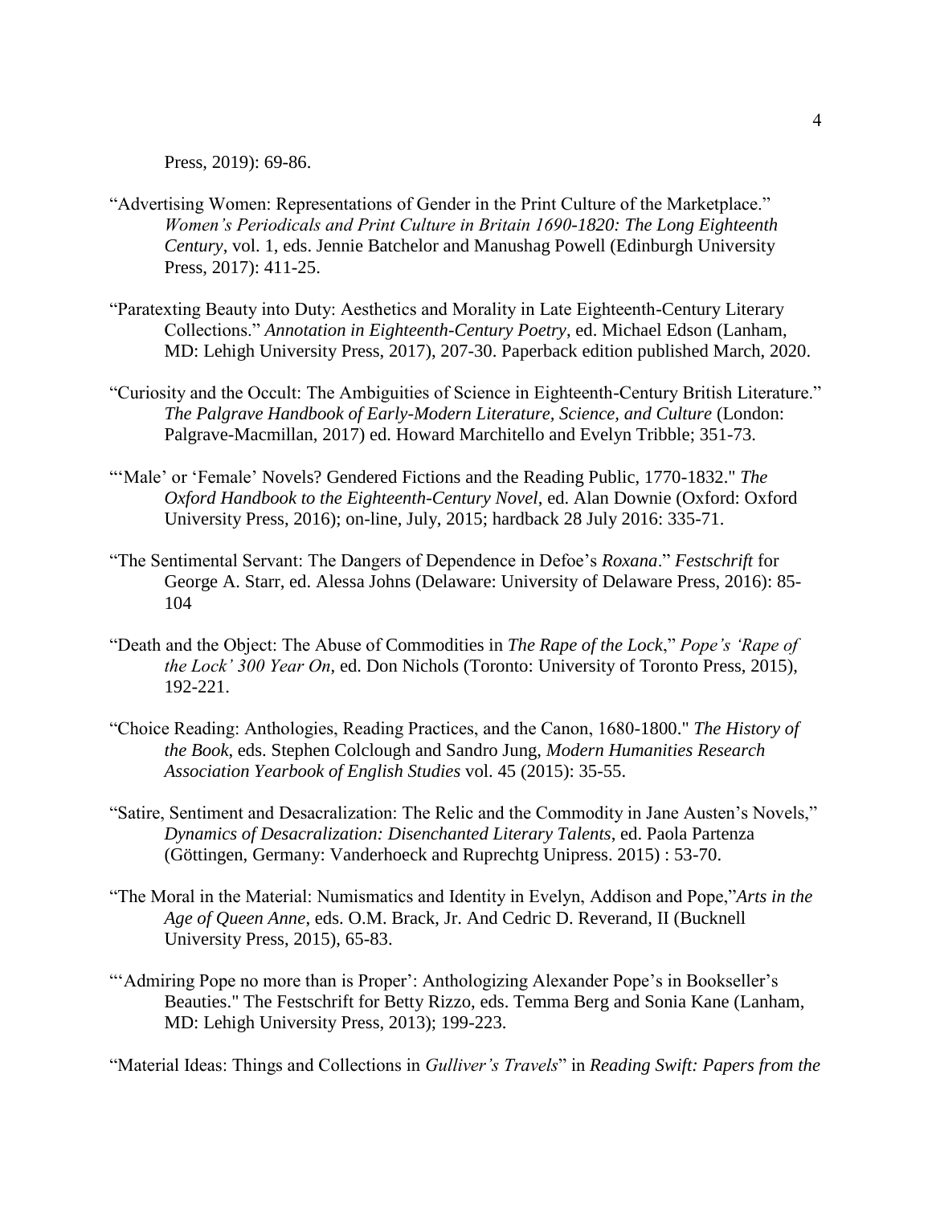Press, 2019): 69-86.

"Advertising Women: Representations of Gender in the Print Culture of the Marketplace." *Women's Periodicals and Print Culture in Britain 1690-1820: The Long Eighteenth Century*, vol. 1, eds. Jennie Batchelor and Manushag Powell (Edinburgh University Press, 2017): 411-25.

"Paratexting Beauty into Duty: Aesthetics and Morality in Late Eighteenth-Century Literary Collections." *Annotation in Eighteenth-Century Poetry*, ed. Michael Edson (Lanham, MD: Lehigh University Press, 2017), 207-30. Paperback edition published March, 2020.

"Curiosity and the Occult: The Ambiguities of Science in Eighteenth-Century British Literature." *The Palgrave Handbook of Early-Modern Literature, Science, and Culture* (London: Palgrave-Macmillan, 2017) ed. Howard Marchitello and Evelyn Tribble; 351-73.

"'Male' or 'Female' Novels? Gendered Fictions and the Reading Public, 1770-1832." *The Oxford Handbook to the Eighteenth-Century Novel*, ed. Alan Downie (Oxford: Oxford University Press, 2016); on-line, July, 2015; hardback 28 July 2016: 335-71.

"The Sentimental Servant: The Dangers of Dependence in Defoe's *Roxana*." *Festschrift* for George A. Starr, ed. Alessa Johns (Delaware: University of Delaware Press, 2016): 85-104

"Death and the Object: The Abuse of Commodities in *The Rape of the Lock*," *Pope's 'Rape of the Lock' 300 Year On*, ed. Don Nichols (Toronto: University of Toronto Press, 2015), 192-221.

"Choice Reading: Anthologies, Reading Practices, and the Canon, 1680-1800." *The History of the Book*, eds. Stephen Colclough and Sandro Jung, *Modern Humanities Research Association Yearbook of English Studies* vol. 45 (2015): 35-55.

"Satire, Sentiment and Desacralization: The Relic and the Commodity in Jane Austen's Novels," *Dynamics of Desacralization: Disenchanted Literary Talents*, ed. Paola Partenza (Göttingen, Germany: Vanderhoeck and Ruprechtg Unipress. 2015) : 53-70.

"The Moral in the Material: Numismatics and Identity in Evelyn, Addison and Pope,"*Arts in the Age of Queen Anne*, eds. O.M. Brack, Jr. And Cedric D. Reverand, II (Bucknell University Press, 2015), 65-83.

"'Admiring Pope no more than is Proper': Anthologizing Alexander Pope's in Bookseller's Beauties." The Festschrift for Betty Rizzo, eds. Temma Berg and Sonia Kane (Lanham, MD: Lehigh University Press, 2013); 199-223.

"Material Ideas: Things and Collections in *Gulliver's Travels*" in *Reading Swift: Papers from the*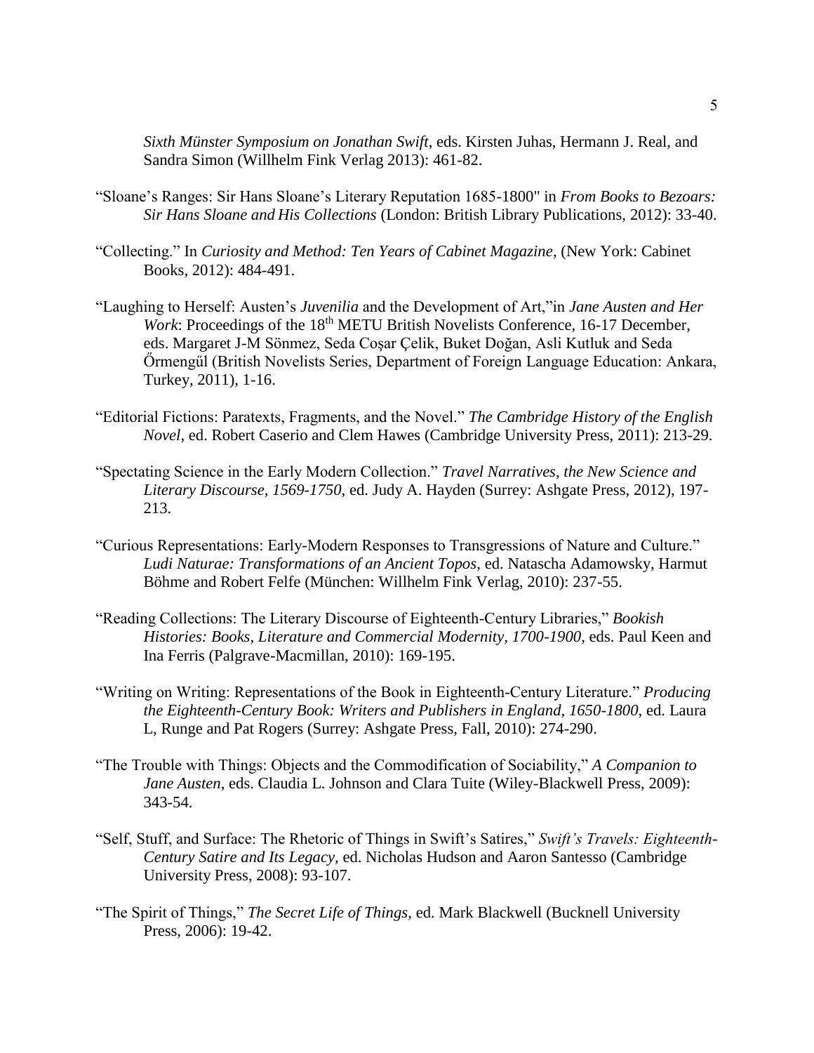*Sixth Münster Symposium on Jonathan Swift*, eds. Kirsten Juhas, Hermann J. Real, and Sandra Simon (Willhelm Fink Verlag 2013): 461-82.

"Sloane's Ranges: Sir Hans Sloane's Literary Reputation 1685-1800" in *From Books to Bezoars: Sir Hans Sloane and His Collections* (London: British Library Publications, 2012): 33-40.

"Collecting." In *Curiosity and Method: Ten Years of Cabinet Magazine*, (New York: Cabinet Books, 2012): 484-491.

"Laughing to Herself: Austen's *Juvenilia* and the Development of Art,"in *Jane Austen and Her Work*: Proceedings of the 18th METU British Novelists Conference, 16-17 December, eds. Margaret J-M Sönmez, Seda Coşar Çelik, Buket Doğan, Asli Kutluk and Seda Őrmengűl (British Novelists Series, Department of Foreign Language Education: Ankara, Turkey, 2011), 1-16.

"Editorial Fictions: Paratexts, Fragments, and the Novel." *The Cambridge History of the English Novel*, ed. Robert Caserio and Clem Hawes (Cambridge University Press, 2011): 213-29.

"Spectating Science in the Early Modern Collection." *Travel Narratives, the New Science and Literary Discourse, 1569-1750*, ed. Judy A. Hayden (Surrey: Ashgate Press, 2012), 197-213.

"Curious Representations: Early-Modern Responses to Transgressions of Nature and Culture." *Ludi Naturae: Transformations of an Ancient Topos*, ed. Natascha Adamowsky, Harmut Böhme and Robert Felfe (München: Willhelm Fink Verlag, 2010): 237-55.

"Reading Collections: The Literary Discourse of Eighteenth-Century Libraries," *Bookish Histories: Books, Literature and Commercial Modernity, 1700-1900*, eds. Paul Keen and Ina Ferris (Palgrave-Macmillan, 2010): 169-195.

"Writing on Writing: Representations of the Book in Eighteenth-Century Literature." *Producing the Eighteenth-Century Book: Writers and Publishers in England, 1650-1800*, ed. Laura L, Runge and Pat Rogers (Surrey: Ashgate Press, Fall, 2010): 274-290.

"The Trouble with Things: Objects and the Commodification of Sociability," *A Companion to Jane Austen*, eds. Claudia L. Johnson and Clara Tuite (Wiley-Blackwell Press, 2009): 343-54.

"Self, Stuff, and Surface: The Rhetoric of Things in Swift's Satires," *Swift's Travels: Eighteenth-Century Satire and Its Legacy*, ed. Nicholas Hudson and Aaron Santesso (Cambridge University Press, 2008): 93-107.

"The Spirit of Things," *The Secret Life of Things*, ed. Mark Blackwell (Bucknell University Press, 2006): 19-42.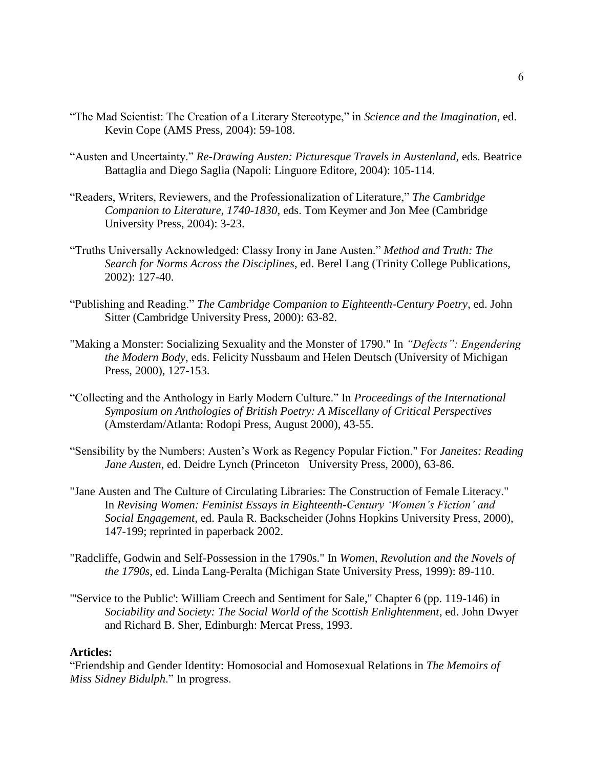“The Mad Scientist: The Creation of a Literary Stereotype,” in *Science and the Imagination*, ed. Kevin Cope (AMS Press, 2004): 59-108.

“Austen and Uncertainty.” *Re-Drawing Austen: Picturesque Travels in Austenland*, eds. Beatrice Battaglia and Diego Saglia (Napoli: Linguore Editore, 2004): 105-114.

“Readers, Writers, Reviewers, and the Professionalization of Literature,” *The Cambridge Companion to Literature, 1740-1830*, eds. Tom Keymer and Jon Mee (Cambridge University Press, 2004): 3-23.

“Truths Universally Acknowledged: Classy Irony in Jane Austen.” *Method and Truth: The Search for Norms Across the Disciplines*, ed. Berel Lang (Trinity College Publications, 2002): 127-40.

“Publishing and Reading.” *The Cambridge Companion to Eighteenth-Century Poetry*, ed. John Sitter (Cambridge University Press, 2000): 63-82.

"Making a Monster: Socializing Sexuality and the Monster of 1790." In *“Defects”: Engendering the Modern Body*, eds. Felicity Nussbaum and Helen Deutsch (University of Michigan Press, 2000), 127-153.

“Collecting and the Anthology in Early Modern Culture.” In *Proceedings of the International Symposium on Anthologies of British Poetry: A Miscellany of Critical Perspectives* (Amsterdam/Atlanta: Rodopi Press, August 2000), 43-55.

“Sensibility by the Numbers: Austen’s Work as Regency Popular Fiction." For *Janeites: Reading Jane Austen*, ed. Deidre Lynch (Princeton University Press, 2000), 63-86.

"Jane Austen and The Culture of Circulating Libraries: The Construction of Female Literacy." In *Revising Women: Feminist Essays in Eighteenth-Century ‘Women’s Fiction’ and Social Engagement*, ed. Paula R. Backscheider (Johns Hopkins University Press, 2000), 147-199; reprinted in paperback 2002.

"Radcliffe, Godwin and Self-Possession in the 1790s." In *Women, Revolution and the Novels of the 1790s*, ed. Linda Lang-Peralta (Michigan State University Press, 1999): 89-110.

"'Service to the Public': William Creech and Sentiment for Sale," Chapter 6 (pp. 119-146) in *Sociability and Society: The Social World of the Scottish Enlightenment*, ed. John Dwyer and Richard B. Sher, Edinburgh: Mercat Press, 1993.

**Articles:**

“Friendship and Gender Identity: Homosocial and Homosexual Relations in *The Memoirs of Miss Sidney Bidulph*.” In progress.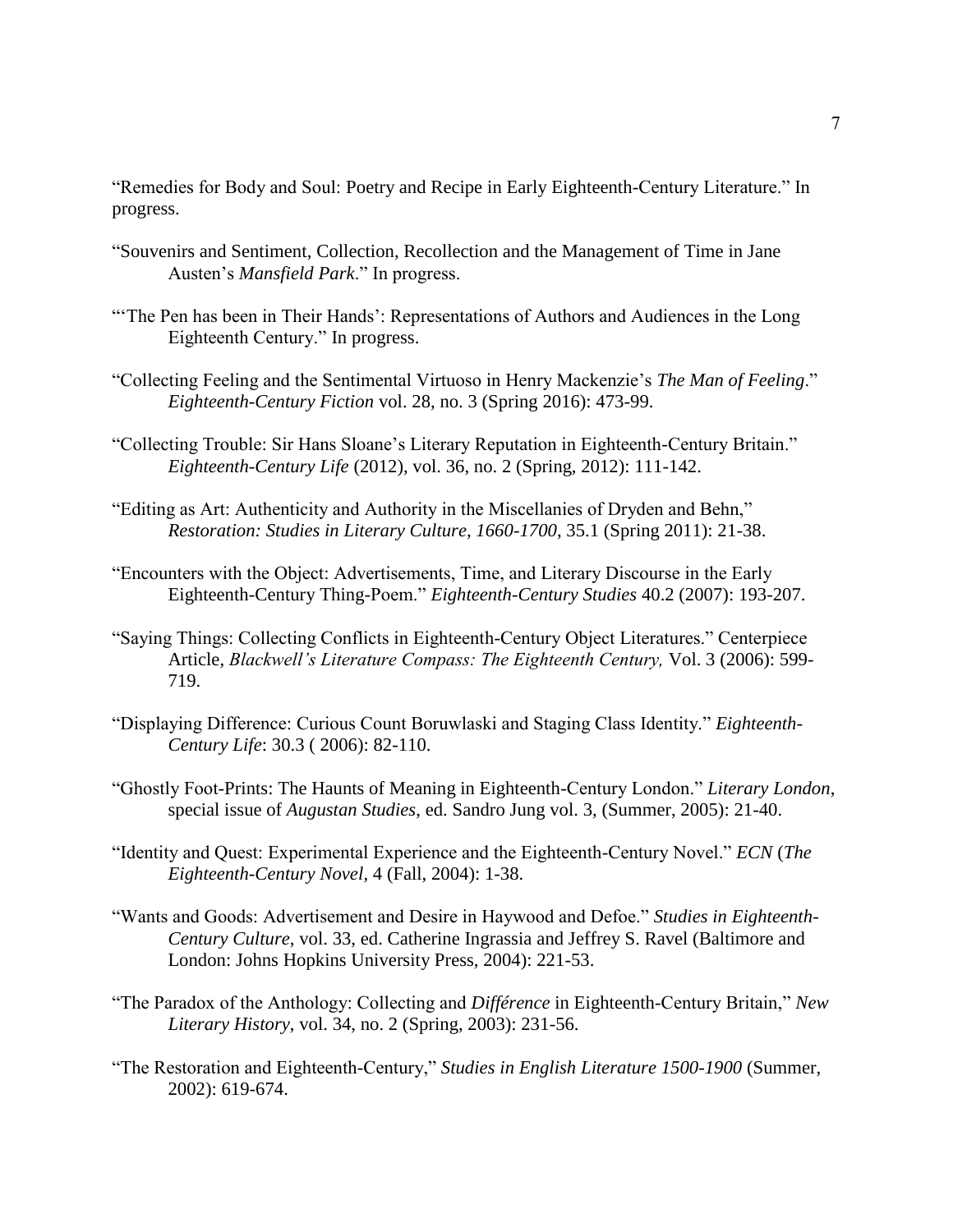"Remedies for Body and Soul: Poetry and Recipe in Early Eighteenth-Century Literature." In progress.

"Souvenirs and Sentiment, Collection, Recollection and the Management of Time in Jane Austen's *Mansfield Park*." In progress.

"'The Pen has been in Their Hands': Representations of Authors and Audiences in the Long Eighteenth Century." In progress.

"Collecting Feeling and the Sentimental Virtuoso in Henry Mackenzie's *The Man of Feeling*." *Eighteenth-Century Fiction* vol. 28, no. 3 (Spring 2016): 473-99.

"Collecting Trouble: Sir Hans Sloane's Literary Reputation in Eighteenth-Century Britain." *Eighteenth-Century Life* (2012), vol. 36, no. 2 (Spring, 2012): 111-142.

"Editing as Art: Authenticity and Authority in the Miscellanies of Dryden and Behn," *Restoration: Studies in Literary Culture, 1660-1700*, 35.1 (Spring 2011): 21-38.

"Encounters with the Object: Advertisements, Time, and Literary Discourse in the Early Eighteenth-Century Thing-Poem." *Eighteenth-Century Studies* 40.2 (2007): 193-207.

"Saying Things: Collecting Conflicts in Eighteenth-Century Object Literatures." Centerpiece Article, *Blackwell's Literature Compass: The Eighteenth Century,* Vol. 3 (2006): 599-719.

"Displaying Difference: Curious Count Boruwlaski and Staging Class Identity." *Eighteenth-Century Life*: 30.3 ( 2006): 82-110.

"Ghostly Foot-Prints: The Haunts of Meaning in Eighteenth-Century London." *Literary London*, special issue of *Augustan Studies*, ed. Sandro Jung vol. 3, (Summer, 2005): 21-40.

"Identity and Quest: Experimental Experience and the Eighteenth-Century Novel." *ECN* (*The Eighteenth-Century Novel*, 4 (Fall, 2004): 1-38.

"Wants and Goods: Advertisement and Desire in Haywood and Defoe." *Studies in Eighteenth-Century Culture*, vol. 33, ed. Catherine Ingrassia and Jeffrey S. Ravel (Baltimore and London: Johns Hopkins University Press, 2004): 221-53.

"The Paradox of the Anthology: Collecting and *Différence* in Eighteenth-Century Britain," *New Literary History*, vol. 34, no. 2 (Spring, 2003): 231-56.

"The Restoration and Eighteenth-Century," *Studies in English Literature 1500-1900* (Summer, 2002): 619-674.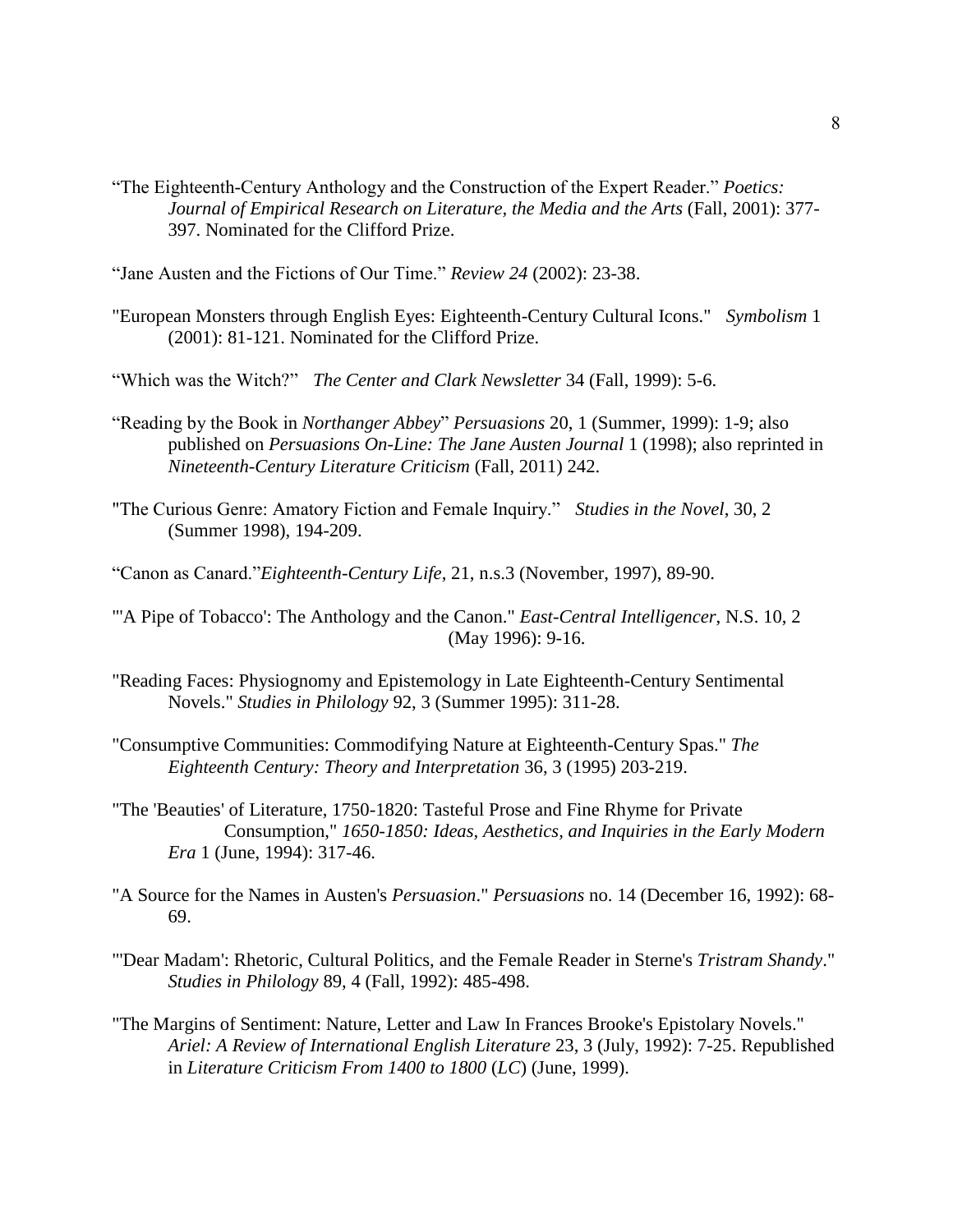"The Eighteenth-Century Anthology and the Construction of the Expert Reader." *Poetics: Journal of Empirical Research on Literature, the Media and the Arts* (Fall, 2001): 377-397. Nominated for the Clifford Prize.

"Jane Austen and the Fictions of Our Time." *Review 24* (2002): 23-38.

"European Monsters through English Eyes: Eighteenth-Century Cultural Icons." *Symbolism* 1 (2001): 81-121. Nominated for the Clifford Prize.

"Which was the Witch?" *The Center and Clark Newsletter* 34 (Fall, 1999): 5-6.

"Reading by the Book in *Northanger Abbey*" *Persuasions* 20, 1 (Summer, 1999): 1-9; also published on *Persuasions On-Line: The Jane Austen Journal* 1 (1998); also reprinted in *Nineteenth-Century Literature Criticism* (Fall, 2011) 242.

"The Curious Genre: Amatory Fiction and Female Inquiry." *Studies in the Novel*, 30, 2 (Summer 1998), 194-209.

"Canon as Canard."*Eighteenth-Century Life*, 21, n.s.3 (November, 1997), 89-90.

"'A Pipe of Tobacco': The Anthology and the Canon." *East-Central Intelligencer*, N.S. 10, 2 (May 1996): 9-16.

"Reading Faces: Physiognomy and Epistemology in Late Eighteenth-Century Sentimental Novels." *Studies in Philology* 92, 3 (Summer 1995): 311-28.

"Consumptive Communities: Commodifying Nature at Eighteenth-Century Spas." *The Eighteenth Century: Theory and Interpretation* 36, 3 (1995) 203-219.

"The 'Beauties' of Literature, 1750-1820: Tasteful Prose and Fine Rhyme for Private Consumption," *1650-1850: Ideas, Aesthetics, and Inquiries in the Early Modern Era* 1 (June, 1994): 317-46.

"A Source for the Names in Austen's *Persuasion*." *Persuasions* no. 14 (December 16, 1992): 68-69.

"'Dear Madam': Rhetoric, Cultural Politics, and the Female Reader in Sterne's *Tristram Shandy*." *Studies in Philology* 89, 4 (Fall, 1992): 485-498.

"The Margins of Sentiment: Nature, Letter and Law In Frances Brooke's Epistolary Novels." *Ariel: A Review of International English Literature* 23, 3 (July, 1992): 7-25. Republished in *Literature Criticism From 1400 to 1800* (*LC*) (June, 1999).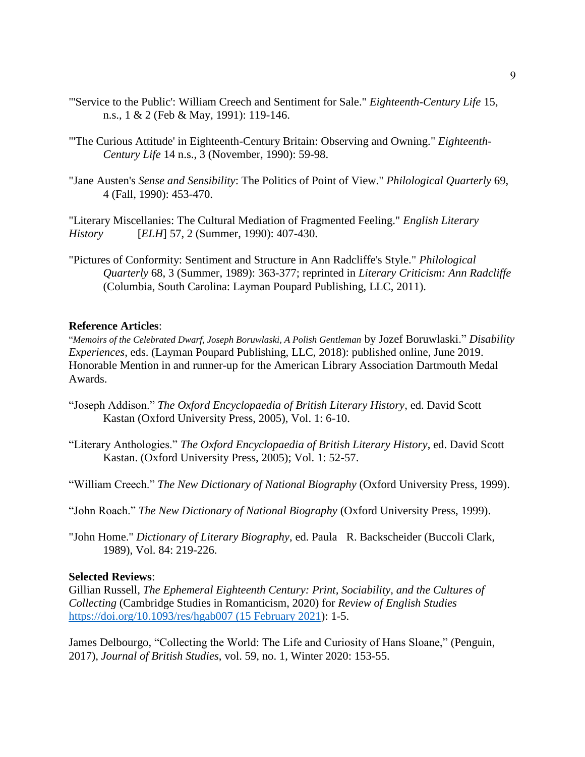"'Service to the Public': William Creech and Sentiment for Sale." *Eighteenth-Century Life* 15, n.s., 1 & 2 (Feb & May, 1991): 119-146.

"'The Curious Attitude' in Eighteenth-Century Britain: Observing and Owning." *Eighteenth-Century Life* 14 n.s., 3 (November, 1990): 59-98.

"Jane Austen's *Sense and Sensibility*: The Politics of Point of View." *Philological Quarterly* 69, 4 (Fall, 1990): 453-470.

"Literary Miscellanies: The Cultural Mediation of Fragmented Feeling." *English Literary History* [*ELH*] 57, 2 (Summer, 1990): 407-430.

"Pictures of Conformity: Sentiment and Structure in Ann Radcliffe's Style." *Philological Quarterly* 68, 3 (Summer, 1989): 363-377; reprinted in *Literary Criticism: Ann Radcliffe* (Columbia, South Carolina: Layman Poupard Publishing, LLC, 2011).

**Reference Articles**:

"*Memoirs of the Celebrated Dwarf, Joseph Boruwlaski, A Polish Gentleman* by Jozef Boruwlaski." *Disability Experiences*, eds. (Layman Poupard Publishing, LLC, 2018): published online, June 2019. Honorable Mention in and runner-up for the American Library Association Dartmouth Medal Awards.

"Joseph Addison." *The Oxford Encyclopaedia of British Literary History*, ed. David Scott Kastan (Oxford University Press, 2005), Vol. 1: 6-10.

"Literary Anthologies." *The Oxford Encyclopaedia of British Literary History*, ed. David Scott Kastan. (Oxford University Press, 2005); Vol. 1: 52-57.

"William Creech." *The New Dictionary of National Biography* (Oxford University Press, 1999).

"John Roach." *The New Dictionary of National Biography* (Oxford University Press, 1999).

"John Home." *Dictionary of Literary Biography*, ed. Paula R. Backscheider (Buccoli Clark, 1989), Vol. 84: 219-226.

**Selected Reviews**:

Gillian Russell, *The Ephemeral Eighteenth Century: Print, Sociability, and the Cultures of Collecting* (Cambridge Studies in Romanticism, 2020) for *Review of English Studies* [https://doi.org/10.1093/res/hgab007 (15 February 2021)](https://doi.org/10.1093/res/hgab007): 1-5.

James Delbourgo, "Collecting the World: The Life and Curiosity of Hans Sloane," (Penguin, 2017), *Journal of British Studies*, vol. 59, no. 1, Winter 2020: 153-55.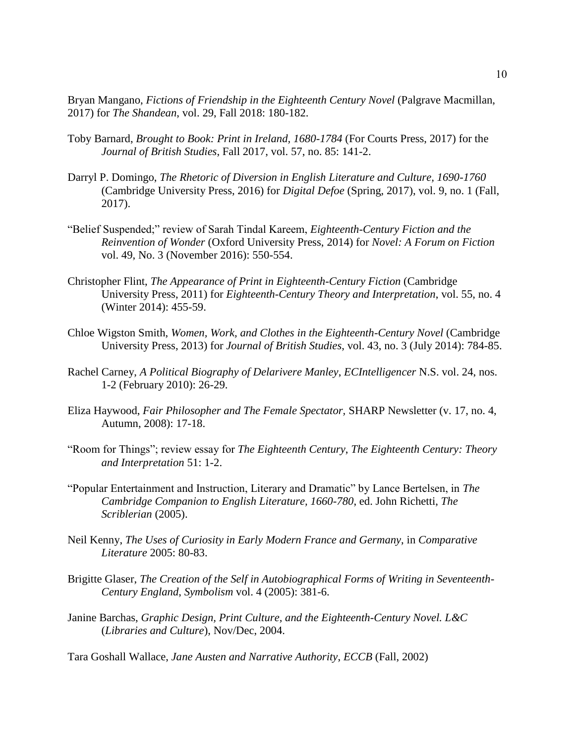Bryan Mangano, *Fictions of Friendship in the Eighteenth Century Novel* (Palgrave Macmillan, 2017) for *The Shandean*, vol. 29, Fall 2018: 180-182.

Toby Barnard, *Brought to Book: Print in Ireland, 1680-1784* (For Courts Press, 2017) for the *Journal of British Studies*, Fall 2017, vol. 57, no. 85: 141-2.

Darryl P. Domingo, *The Rhetoric of Diversion in English Literature and Culture, 1690-1760* (Cambridge University Press, 2016) for *Digital Defoe* (Spring, 2017), vol. 9, no. 1 (Fall, 2017).

"Belief Suspended;" review of Sarah Tindal Kareem, *Eighteenth-Century Fiction and the Reinvention of Wonder* (Oxford University Press, 2014) for *Novel: A Forum on Fiction* vol. 49, No. 3 (November 2016): 550-554.

Christopher Flint, *The Appearance of Print in Eighteenth-Century Fiction* (Cambridge University Press, 2011) for *Eighteenth-Century Theory and Interpretation*, vol. 55, no. 4 (Winter 2014): 455-59.

Chloe Wigston Smith, *Women, Work, and Clothes in the Eighteenth-Century Novel* (Cambridge University Press, 2013) for *Journal of British Studies*, vol. 43, no. 3 (July 2014): 784-85.

Rachel Carney, *A Political Biography of Delarivere Manley*, *ECIntelligencer* N.S. vol. 24, nos. 1-2 (February 2010): 26-29.

Eliza Haywood, *Fair Philosopher and The Female Spectator*, SHARP Newsletter (v. 17, no. 4, Autumn, 2008): 17-18.

"Room for Things"; review essay for *The Eighteenth Century*, *The Eighteenth Century: Theory and Interpretation* 51: 1-2.

"Popular Entertainment and Instruction, Literary and Dramatic" by Lance Bertelsen, in *The Cambridge Companion to English Literature, 1660-780*, ed. John Richetti, *The Scriblerian* (2005).

Neil Kenny, *The Uses of Curiosity in Early Modern France and Germany*, in *Comparative Literature* 2005: 80-83.

Brigitte Glaser, *The Creation of the Self in Autobiographical Forms of Writing in Seventeenth-Century England*, *Symbolism* vol. 4 (2005): 381-6.

Janine Barchas, *Graphic Design, Print Culture, and the Eighteenth-Century Novel. L&C* (*Libraries and Culture*), Nov/Dec, 2004.

Tara Goshall Wallace, *Jane Austen and Narrative Authority*, *ECCB* (Fall, 2002)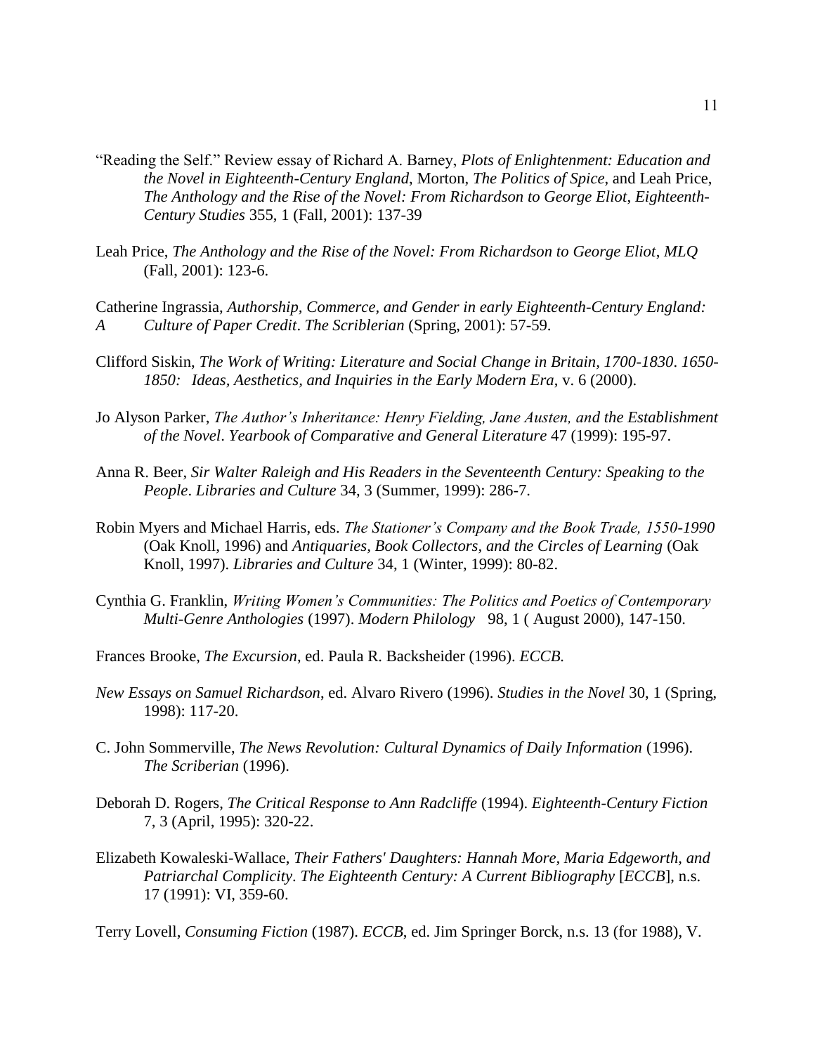"Reading the Self." Review essay of Richard A. Barney, *Plots of Enlightenment: Education and the Novel in Eighteenth-Century England*, Morton, *The Politics of Spice*, and Leah Price, *The Anthology and the Rise of the Novel: From Richardson to George Eliot*, *Eighteenth-Century Studies* 355, 1 (Fall, 2001): 137-39

Leah Price, *The Anthology and the Rise of the Novel: From Richardson to George Eliot*, *MLQ* (Fall, 2001): 123-6.

Catherine Ingrassia, *Authorship, Commerce, and Gender in early Eighteenth-Century England: A Culture of Paper Credit*. *The Scriblerian* (Spring, 2001): 57-59.

Clifford Siskin, *The Work of Writing: Literature and Social Change in Britain, 1700-1830*. *1650-1850: Ideas, Aesthetics, and Inquiries in the Early Modern Era*, v. 6 (2000).

Jo Alyson Parker, *The Author's Inheritance: Henry Fielding, Jane Austen, and the Establishment of the Novel*. *Yearbook of Comparative and General Literature* 47 (1999): 195-97.

Anna R. Beer, *Sir Walter Raleigh and His Readers in the Seventeenth Century: Speaking to the People*. *Libraries and Culture* 34, 3 (Summer, 1999): 286-7.

Robin Myers and Michael Harris, eds. *The Stationer's Company and the Book Trade, 1550-1990* (Oak Knoll, 1996) and *Antiquaries, Book Collectors, and the Circles of Learning* (Oak Knoll, 1997). *Libraries and Culture* 34, 1 (Winter, 1999): 80-82.

Cynthia G. Franklin, *Writing Women's Communities: The Politics and Poetics of Contemporary Multi-Genre Anthologies* (1997). *Modern Philology* 98, 1 ( August 2000), 147-150.

Frances Brooke, *The Excursion*, ed. Paula R. Backsheider (1996). *ECCB.*

*New Essays on Samuel Richardson*, ed. Alvaro Rivero (1996). *Studies in the Novel* 30, 1 (Spring, 1998): 117-20.

C. John Sommerville, *The News Revolution: Cultural Dynamics of Daily Information* (1996). *The Scriberian* (1996).

Deborah D. Rogers, *The Critical Response to Ann Radcliffe* (1994). *Eighteenth-Century Fiction* 7, 3 (April, 1995): 320-22.

Elizabeth Kowaleski-Wallace, *Their Fathers' Daughters: Hannah More, Maria Edgeworth, and Patriarchal Complicity*. *The Eighteenth Century: A Current Bibliography* [*ECCB*], n.s. 17 (1991): VI, 359-60.

Terry Lovell, *Consuming Fiction* (1987). *ECCB*, ed. Jim Springer Borck, n.s. 13 (for 1988), V.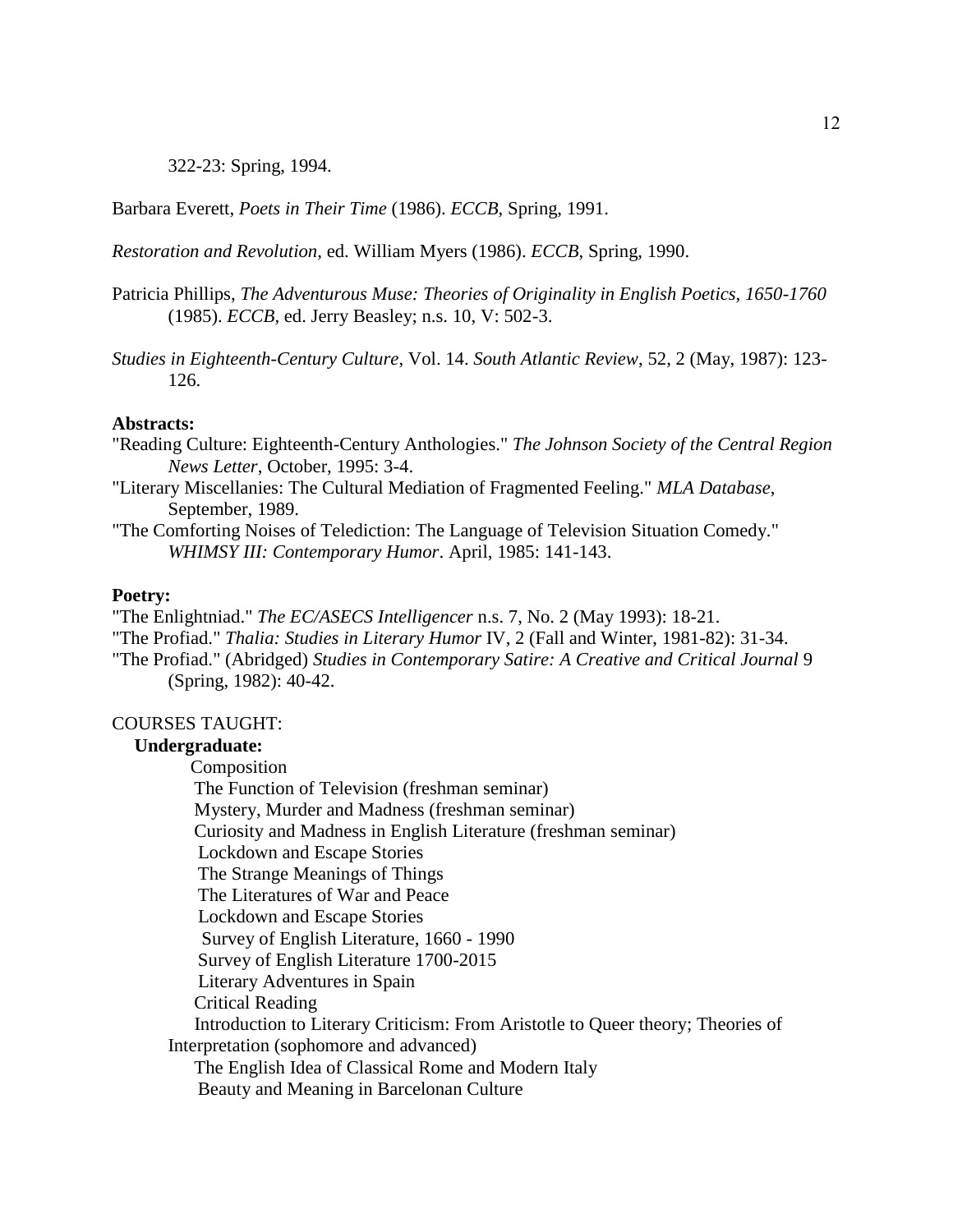322-23: Spring, 1994.

Barbara Everett, *Poets in Their Time* (1986). *ECCB*, Spring, 1991.

*Restoration and Revolution*, ed. William Myers (1986). *ECCB*, Spring, 1990.

Patricia Phillips, *The Adventurous Muse: Theories of Originality in English Poetics, 1650-1760* (1985). *ECCB*, ed. Jerry Beasley; n.s. 10, V: 502-3.

*Studies in Eighteenth-Century Culture*, Vol. 14. *South Atlantic Review*, 52, 2 (May, 1987): 123-126.

**Abstracts:**

"Reading Culture: Eighteenth-Century Anthologies." *The Johnson Society of the Central Region News Letter*, October, 1995: 3-4.

"Literary Miscellanies: The Cultural Mediation of Fragmented Feeling." *MLA Database*, September, 1989.

"The Comforting Noises of Telediction: The Language of Television Situation Comedy." *WHIMSY III: Contemporary Humor*. April, 1985: 141-143.

**Poetry:**

"The Enlightniad." *The EC/ASECS Intelligencer* n.s. 7, No. 2 (May 1993): 18-21.

"The Profiad." *Thalia: Studies in Literary Humor* IV, 2 (Fall and Winter, 1981-82): 31-34.

"The Profiad." (Abridged) *Studies in Contemporary Satire: A Creative and Critical Journal* 9 (Spring, 1982): 40-42.

COURSES TAUGHT:

**Undergraduate:**

- Composition
- The Function of Television (freshman seminar)
- Mystery, Murder and Madness (freshman seminar)
- Curiosity and Madness in English Literature (freshman seminar)
- Lockdown and Escape Stories
- The Strange Meanings of Things
- The Literatures of War and Peace
- Lockdown and Escape Stories
- Survey of English Literature, 1660 - 1990
- Survey of English Literature 1700-2015
- Literary Adventures in Spain
- Critical Reading
- Introduction to Literary Criticism: From Aristotle to Queer theory; Theories of Interpretation (sophomore and advanced)
- The English Idea of Classical Rome and Modern Italy
- Beauty and Meaning in Barcelonan Culture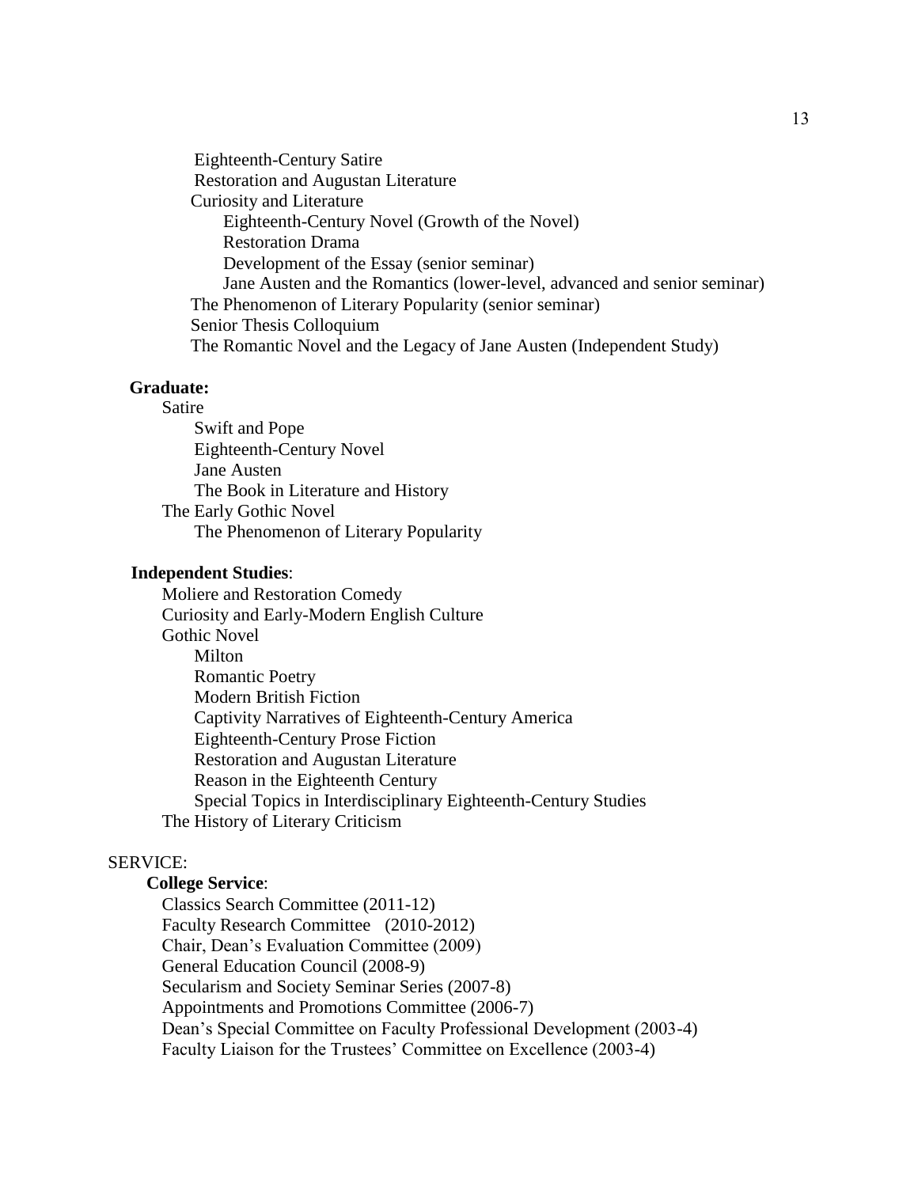Eighteenth-Century Satire
Restoration and Augustan Literature
Curiosity and Literature
Eighteenth-Century Novel (Growth of the Novel)
Restoration Drama
Development of the Essay (senior seminar)
Jane Austen and the Romantics (lower-level, advanced and senior seminar)
The Phenomenon of Literary Popularity (senior seminar)
Senior Thesis Colloquium
The Romantic Novel and the Legacy of Jane Austen (Independent Study)

**Graduate:**

Satire
Swift and Pope
Eighteenth-Century Novel
Jane Austen
The Book in Literature and History
The Early Gothic Novel
The Phenomenon of Literary Popularity

**Independent Studies**:

Moliere and Restoration Comedy
Curiosity and Early-Modern English Culture
Gothic Novel
Milton
Romantic Poetry
Modern British Fiction
Captivity Narratives of Eighteenth-Century America
Eighteenth-Century Prose Fiction
Restoration and Augustan Literature
Reason in the Eighteenth Century
Special Topics in Interdisciplinary Eighteenth-Century Studies
The History of Literary Criticism

SERVICE:

**College Service**:

Classics Search Committee (2011-12)
Faculty Research Committee (2010-2012)
Chair, Dean's Evaluation Committee (2009)
General Education Council (2008-9)
Secularism and Society Seminar Series (2007-8)
Appointments and Promotions Committee (2006-7)
Dean's Special Committee on Faculty Professional Development (2003-4)
Faculty Liaison for the Trustees' Committee on Excellence (2003-4)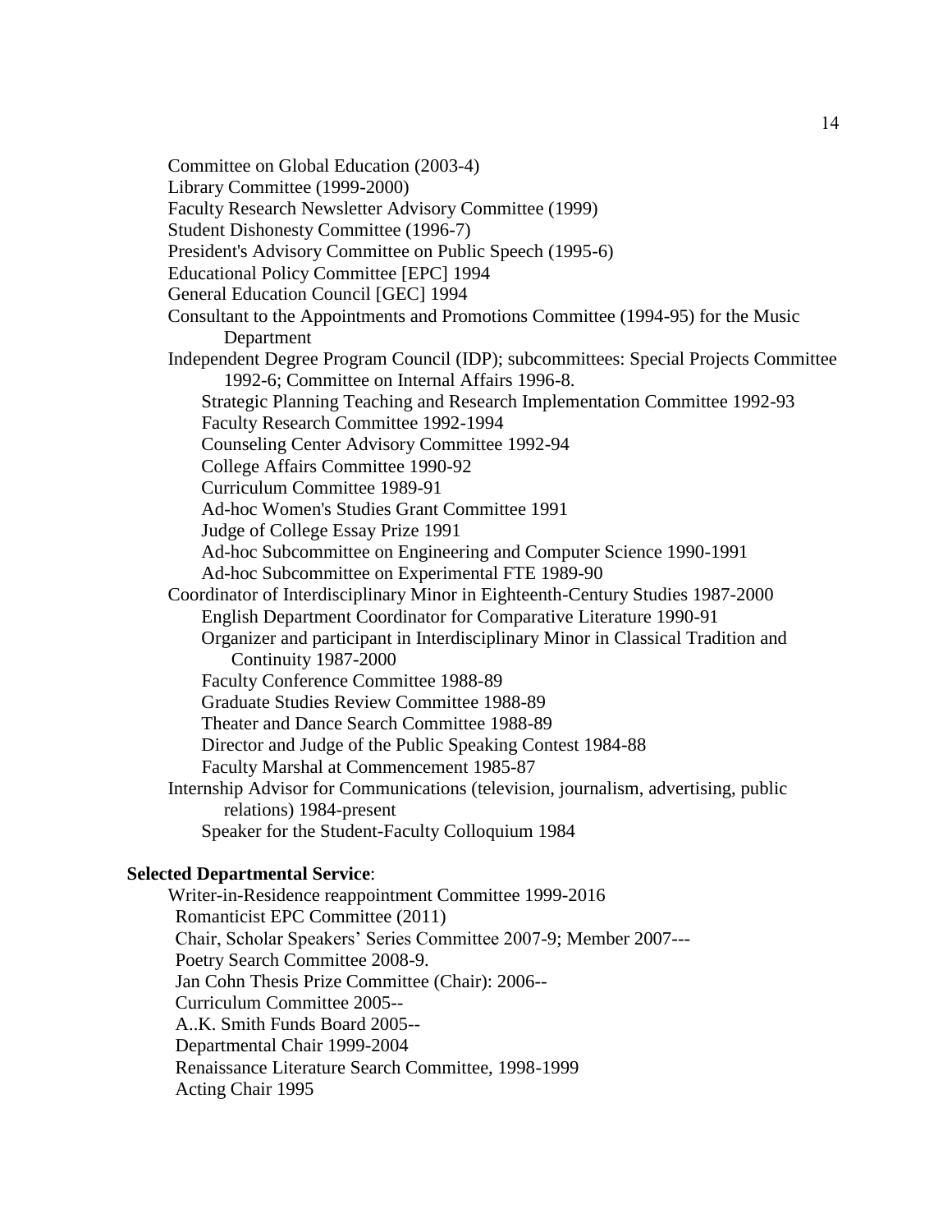Committee on Global Education (2003-4)
Library Committee (1999-2000)
Faculty Research Newsletter Advisory Committee (1999)
Student Dishonesty Committee (1996-7)
President's Advisory Committee on Public Speech (1995-6)
Educational Policy Committee [EPC] 1994
General Education Council [GEC] 1994
Consultant to the Appointments and Promotions Committee (1994-95) for the Music Department
Independent Degree Program Council (IDP); subcommittees: Special Projects Committee 1992-6; Committee on Internal Affairs 1996-8.
- Strategic Planning Teaching and Research Implementation Committee 1992-93
- Faculty Research Committee 1992-1994
- Counseling Center Advisory Committee 1992-94
- College Affairs Committee 1990-92
- Curriculum Committee 1989-91
- Ad-hoc Women's Studies Grant Committee 1991
- Judge of College Essay Prize 1991
- Ad-hoc Subcommittee on Engineering and Computer Science 1990-1991
- Ad-hoc Subcommittee on Experimental FTE 1989-90

Coordinator of Interdisciplinary Minor in Eighteenth-Century Studies 1987-2000
- English Department Coordinator for Comparative Literature 1990-91
- Organizer and participant in Interdisciplinary Minor in Classical Tradition and Continuity 1987-2000
- Faculty Conference Committee 1988-89
- Graduate Studies Review Committee 1988-89
- Theater and Dance Search Committee 1988-89
- Director and Judge of the Public Speaking Contest 1984-88
- Faculty Marshal at Commencement 1985-87

Internship Advisor for Communications (television, journalism, advertising, public relations) 1984-present
- Speaker for the Student-Faculty Colloquium 1984

**Selected Departmental Service**:

Writer-in-Residence reappointment Committee 1999-2016
Romanticist EPC Committee (2011)
Chair, Scholar Speakers' Series Committee 2007-9; Member 2007---
Poetry Search Committee 2008-9.
Jan Cohn Thesis Prize Committee (Chair): 2006--
Curriculum Committee 2005--
A..K. Smith Funds Board 2005--
Departmental Chair 1999-2004
Renaissance Literature Search Committee, 1998-1999
Acting Chair 1995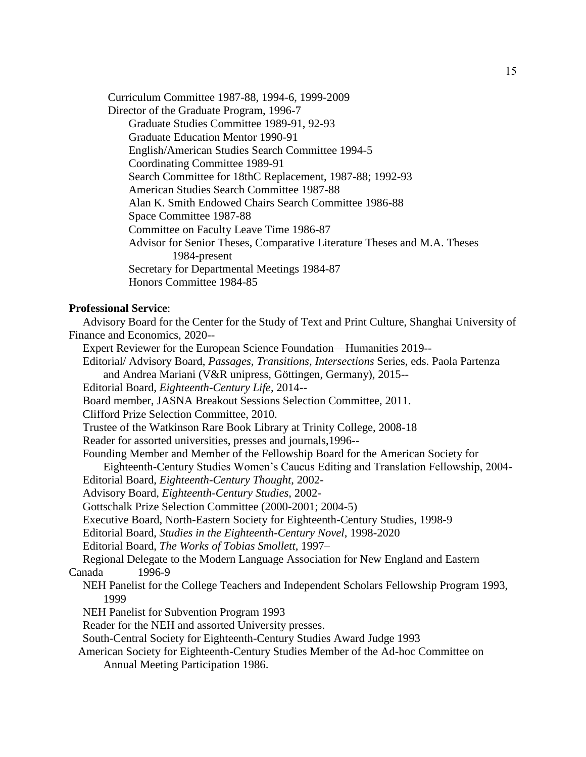Curriculum Committee 1987-88, 1994-6, 1999-2009
Director of the Graduate Program, 1996-7
Graduate Studies Committee 1989-91, 92-93
Graduate Education Mentor 1990-91
English/American Studies Search Committee 1994-5
Coordinating Committee 1989-91
Search Committee for 18thC Replacement, 1987-88; 1992-93
American Studies Search Committee 1987-88
Alan K. Smith Endowed Chairs Search Committee 1986-88
Space Committee 1987-88
Committee on Faculty Leave Time 1986-87
Advisor for Senior Theses, Comparative Literature Theses and M.A. Theses 1984-present
Secretary for Departmental Meetings 1984-87
Honors Committee 1984-85

**Professional Service**:

Advisory Board for the Center for the Study of Text and Print Culture, Shanghai University of Finance and Economics, 2020--
Expert Reviewer for the European Science Foundation—Humanities 2019--
Editorial/ Advisory Board, *Passages, Transitions, Intersections* Series, eds. Paola Partenza and Andrea Mariani (V&R unipress, Göttingen, Germany), 2015--
Editorial Board, *Eighteenth-Century Life*, 2014--
Board member, JASNA Breakout Sessions Selection Committee, 2011.
Clifford Prize Selection Committee, 2010.
Trustee of the Watkinson Rare Book Library at Trinity College, 2008-18
Reader for assorted universities, presses and journals,1996--
Founding Member and Member of the Fellowship Board for the American Society for Eighteenth-Century Studies Women's Caucus Editing and Translation Fellowship, 2004-
Editorial Board, *Eighteenth-Century Thought*, 2002-
Advisory Board, *Eighteenth-Century Studies*, 2002-
Gottschalk Prize Selection Committee (2000-2001; 2004-5)
Executive Board, North-Eastern Society for Eighteenth-Century Studies, 1998-9
Editorial Board, *Studies in the Eighteenth-Century Novel*, 1998-2020
Editorial Board, *The Works of Tobias Smollett*, 1997–
Regional Delegate to the Modern Language Association for New England and Eastern Canada 1996-9
NEH Panelist for the College Teachers and Independent Scholars Fellowship Program 1993, 1999
NEH Panelist for Subvention Program 1993
Reader for the NEH and assorted University presses.
South-Central Society for Eighteenth-Century Studies Award Judge 1993
American Society for Eighteenth-Century Studies Member of the Ad-hoc Committee on Annual Meeting Participation 1986.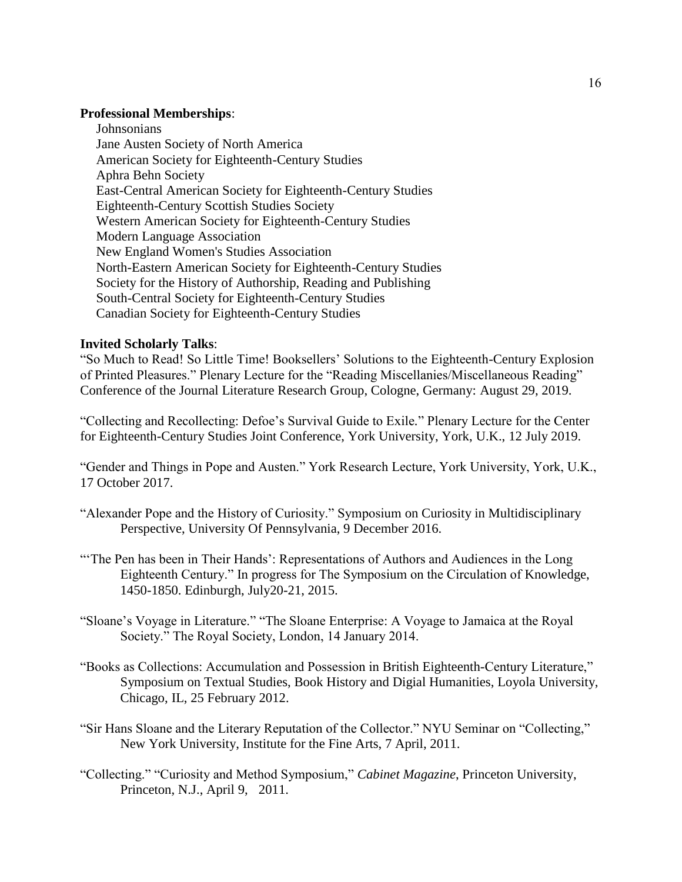**Professional Memberships**:

Johnsonians
Jane Austen Society of North America
American Society for Eighteenth-Century Studies
Aphra Behn Society
East-Central American Society for Eighteenth-Century Studies
Eighteenth-Century Scottish Studies Society
Western American Society for Eighteenth-Century Studies
Modern Language Association
New England Women's Studies Association
North-Eastern American Society for Eighteenth-Century Studies
Society for the History of Authorship, Reading and Publishing
South-Central Society for Eighteenth-Century Studies
Canadian Society for Eighteenth-Century Studies

**Invited Scholarly Talks**:

"So Much to Read! So Little Time! Booksellers' Solutions to the Eighteenth-Century Explosion of Printed Pleasures." Plenary Lecture for the "Reading Miscellanies/Miscellaneous Reading" Conference of the Journal Literature Research Group, Cologne, Germany: August 29, 2019.

"Collecting and Recollecting: Defoe's Survival Guide to Exile." Plenary Lecture for the Center for Eighteenth-Century Studies Joint Conference, York University, York, U.K., 12 July 2019.

"Gender and Things in Pope and Austen." York Research Lecture, York University, York, U.K., 17 October 2017.

"Alexander Pope and the History of Curiosity." Symposium on Curiosity in Multidisciplinary Perspective, University Of Pennsylvania, 9 December 2016.

"'The Pen has been in Their Hands': Representations of Authors and Audiences in the Long Eighteenth Century." In progress for The Symposium on the Circulation of Knowledge, 1450-1850. Edinburgh, July20-21, 2015.

"Sloane's Voyage in Literature." "The Sloane Enterprise: A Voyage to Jamaica at the Royal Society." The Royal Society, London, 14 January 2014.

"Books as Collections: Accumulation and Possession in British Eighteenth-Century Literature," Symposium on Textual Studies, Book History and Digial Humanities, Loyola University, Chicago, IL, 25 February 2012.

"Sir Hans Sloane and the Literary Reputation of the Collector." NYU Seminar on "Collecting," New York University, Institute for the Fine Arts, 7 April, 2011.

"Collecting." "Curiosity and Method Symposium," *Cabinet Magazine*, Princeton University, Princeton, N.J., April 9, 2011.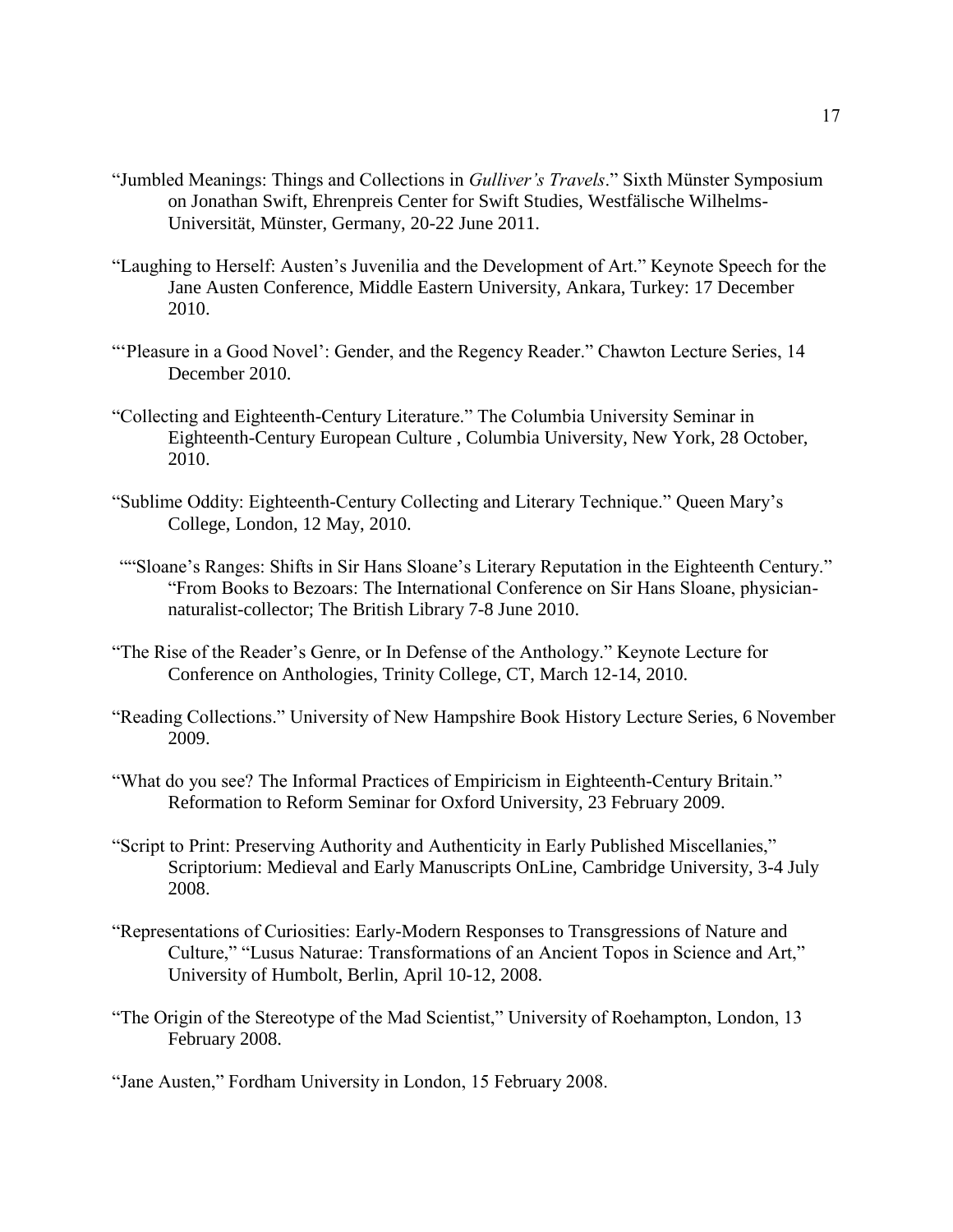"Jumbled Meanings: Things and Collections in *Gulliver's Travels*." Sixth Münster Symposium on Jonathan Swift, Ehrenpreis Center for Swift Studies, Westfälische Wilhelms-Universität, Münster, Germany, 20-22 June 2011.

"Laughing to Herself: Austen's Juvenilia and the Development of Art." Keynote Speech for the Jane Austen Conference, Middle Eastern University, Ankara, Turkey: 17 December 2010.

"'Pleasure in a Good Novel': Gender, and the Regency Reader." Chawton Lecture Series, 14 December 2010.

"Collecting and Eighteenth-Century Literature." The Columbia University Seminar in Eighteenth-Century European Culture , Columbia University, New York, 28 October, 2010.

"Sublime Oddity: Eighteenth-Century Collecting and Literary Technique." Queen Mary's College, London, 12 May, 2010.

""Sloane's Ranges: Shifts in Sir Hans Sloane's Literary Reputation in the Eighteenth Century." "From Books to Bezoars: The International Conference on Sir Hans Sloane, physician-naturalist-collector; The British Library 7-8 June 2010.

"The Rise of the Reader's Genre, or In Defense of the Anthology." Keynote Lecture for Conference on Anthologies, Trinity College, CT, March 12-14, 2010.

"Reading Collections." University of New Hampshire Book History Lecture Series, 6 November 2009.

"What do you see? The Informal Practices of Empiricism in Eighteenth-Century Britain." Reformation to Reform Seminar for Oxford University, 23 February 2009.

"Script to Print: Preserving Authority and Authenticity in Early Published Miscellanies," Scriptorium: Medieval and Early Manuscripts OnLine, Cambridge University, 3-4 July 2008.

"Representations of Curiosities: Early-Modern Responses to Transgressions of Nature and Culture," "Lusus Naturae: Transformations of an Ancient Topos in Science and Art," University of Humbolt, Berlin, April 10-12, 2008.

"The Origin of the Stereotype of the Mad Scientist," University of Roehampton, London, 13 February 2008.

"Jane Austen," Fordham University in London, 15 February 2008.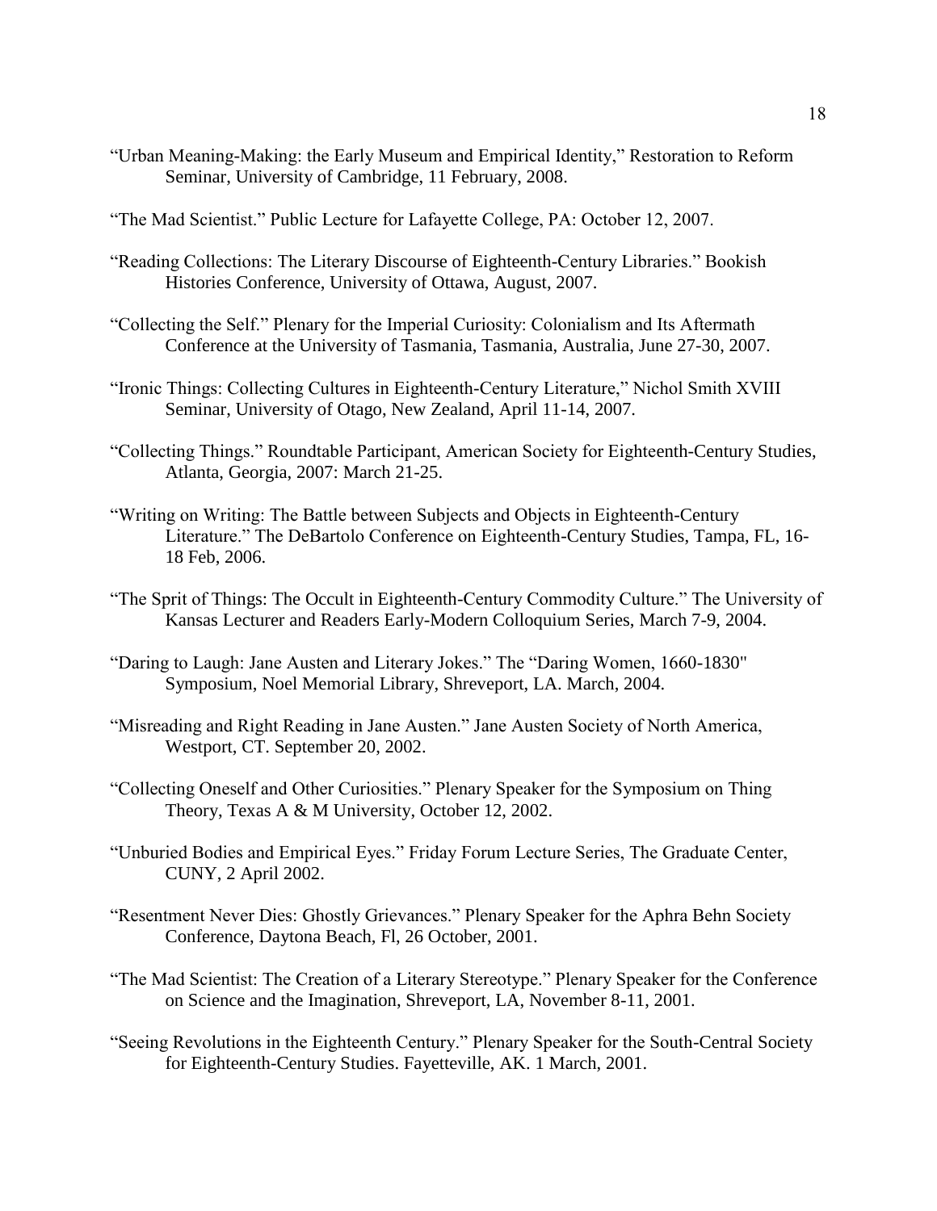"Urban Meaning-Making: the Early Museum and Empirical Identity," Restoration to Reform Seminar, University of Cambridge, 11 February, 2008.

"The Mad Scientist." Public Lecture for Lafayette College, PA: October 12, 2007.

"Reading Collections: The Literary Discourse of Eighteenth-Century Libraries." Bookish Histories Conference, University of Ottawa, August, 2007.

"Collecting the Self." Plenary for the Imperial Curiosity: Colonialism and Its Aftermath Conference at the University of Tasmania, Tasmania, Australia, June 27-30, 2007.

"Ironic Things: Collecting Cultures in Eighteenth-Century Literature," Nichol Smith XVIII Seminar, University of Otago, New Zealand, April 11-14, 2007.

"Collecting Things." Roundtable Participant, American Society for Eighteenth-Century Studies, Atlanta, Georgia, 2007: March 21-25.

"Writing on Writing: The Battle between Subjects and Objects in Eighteenth-Century Literature." The DeBartolo Conference on Eighteenth-Century Studies, Tampa, FL, 16-18 Feb, 2006.

"The Sprit of Things: The Occult in Eighteenth-Century Commodity Culture." The University of Kansas Lecturer and Readers Early-Modern Colloquium Series, March 7-9, 2004.

"Daring to Laugh: Jane Austen and Literary Jokes." The "Daring Women, 1660-1830" Symposium, Noel Memorial Library, Shreveport, LA. March, 2004.

"Misreading and Right Reading in Jane Austen." Jane Austen Society of North America, Westport, CT. September 20, 2002.

"Collecting Oneself and Other Curiosities." Plenary Speaker for the Symposium on Thing Theory, Texas A & M University, October 12, 2002.

"Unburied Bodies and Empirical Eyes." Friday Forum Lecture Series, The Graduate Center, CUNY, 2 April 2002.

"Resentment Never Dies: Ghostly Grievances." Plenary Speaker for the Aphra Behn Society Conference, Daytona Beach, Fl, 26 October, 2001.

"The Mad Scientist: The Creation of a Literary Stereotype." Plenary Speaker for the Conference on Science and the Imagination, Shreveport, LA, November 8-11, 2001.

"Seeing Revolutions in the Eighteenth Century." Plenary Speaker for the South-Central Society for Eighteenth-Century Studies. Fayetteville, AK. 1 March, 2001.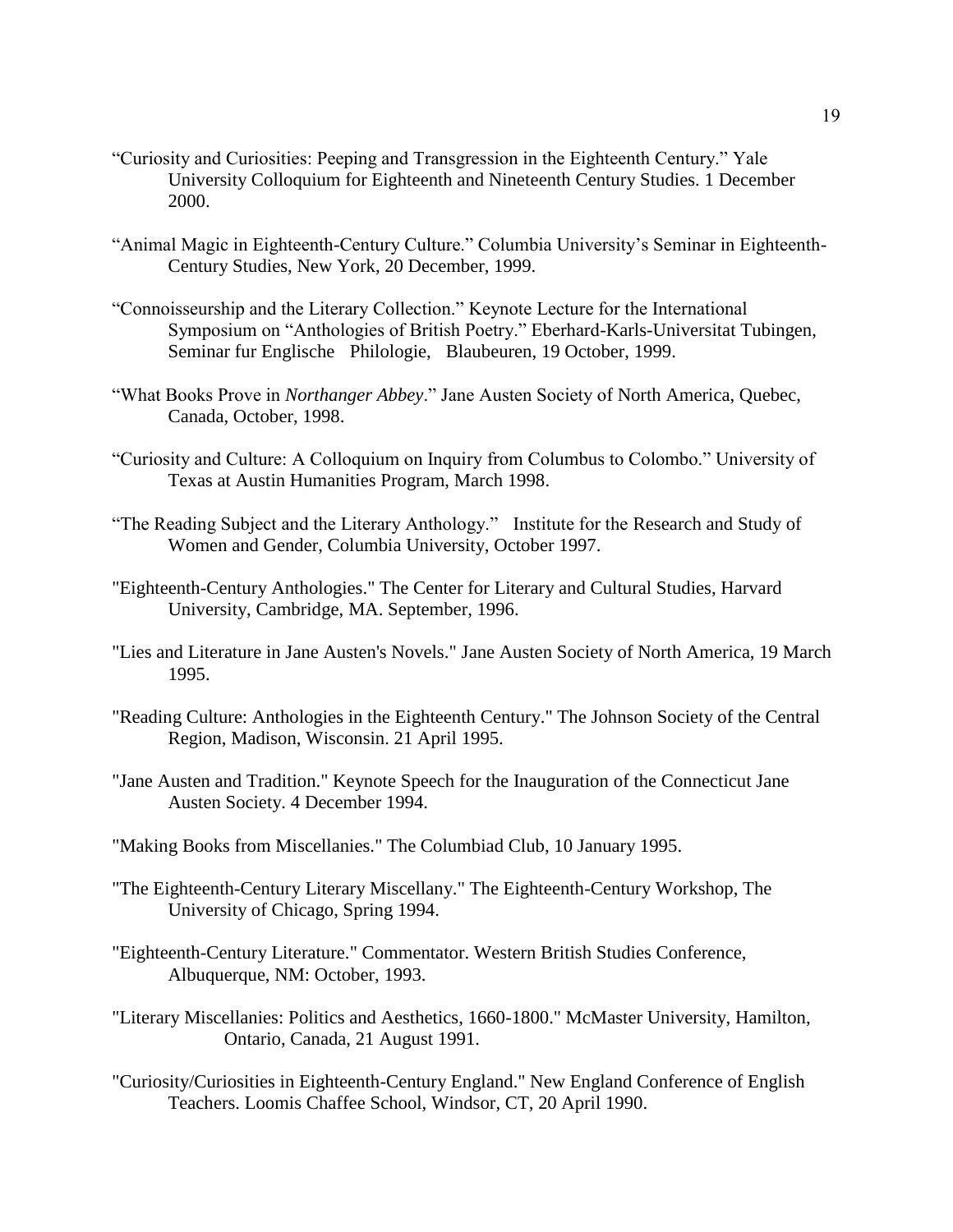"Curiosity and Curiosities: Peeping and Transgression in the Eighteenth Century." Yale University Colloquium for Eighteenth and Nineteenth Century Studies. 1 December 2000.

"Animal Magic in Eighteenth-Century Culture." Columbia University's Seminar in Eighteenth-Century Studies, New York, 20 December, 1999.

"Connoisseurship and the Literary Collection." Keynote Lecture for the International Symposium on "Anthologies of British Poetry." Eberhard-Karls-Universitat Tubingen, Seminar fur Englische Philologie, Blaubeuren, 19 October, 1999.

"What Books Prove in *Northanger Abbey*." Jane Austen Society of North America, Quebec, Canada, October, 1998.

"Curiosity and Culture: A Colloquium on Inquiry from Columbus to Colombo." University of Texas at Austin Humanities Program, March 1998.

"The Reading Subject and the Literary Anthology." Institute for the Research and Study of Women and Gender, Columbia University, October 1997.

"Eighteenth-Century Anthologies." The Center for Literary and Cultural Studies, Harvard University, Cambridge, MA. September, 1996.

"Lies and Literature in Jane Austen's Novels." Jane Austen Society of North America, 19 March 1995.

"Reading Culture: Anthologies in the Eighteenth Century." The Johnson Society of the Central Region, Madison, Wisconsin. 21 April 1995.

"Jane Austen and Tradition." Keynote Speech for the Inauguration of the Connecticut Jane Austen Society. 4 December 1994.

"Making Books from Miscellanies." The Columbiad Club, 10 January 1995.

"The Eighteenth-Century Literary Miscellany." The Eighteenth-Century Workshop, The University of Chicago, Spring 1994.

"Eighteenth-Century Literature." Commentator. Western British Studies Conference, Albuquerque, NM: October, 1993.

"Literary Miscellanies: Politics and Aesthetics, 1660-1800." McMaster University, Hamilton, Ontario, Canada, 21 August 1991.

"Curiosity/Curiosities in Eighteenth-Century England." New England Conference of English Teachers. Loomis Chaffee School, Windsor, CT, 20 April 1990.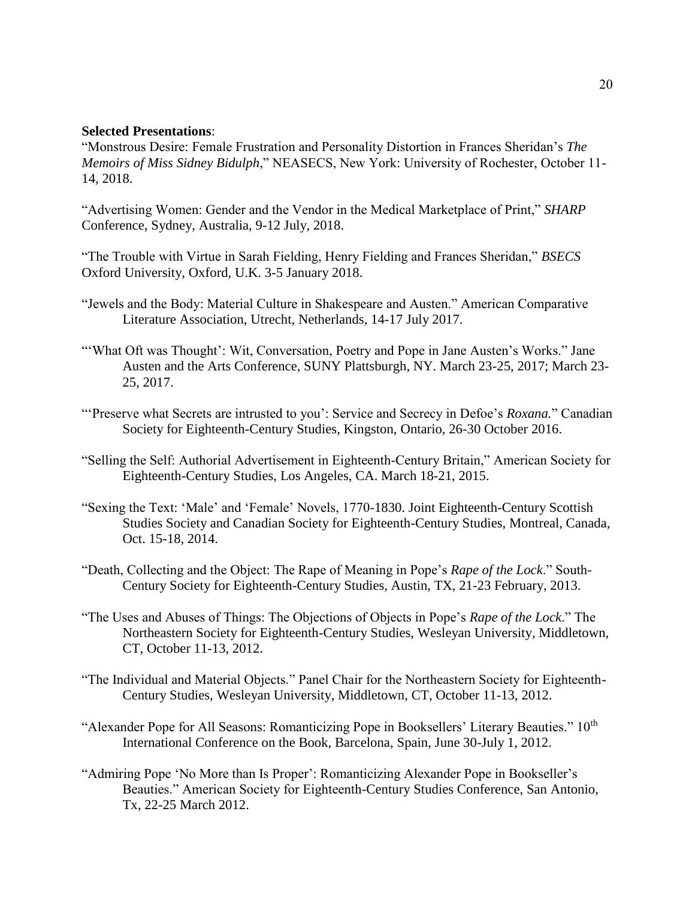**Selected Presentations**:

"Monstrous Desire: Female Frustration and Personality Distortion in Frances Sheridan's *The Memoirs of Miss Sidney Bidulph*," NEASECS, New York: University of Rochester, October 11-14, 2018.

"Advertising Women: Gender and the Vendor in the Medical Marketplace of Print," *SHARP* Conference, Sydney, Australia, 9-12 July, 2018.

"The Trouble with Virtue in Sarah Fielding, Henry Fielding and Frances Sheridan," *BSECS* Oxford University, Oxford, U.K. 3-5 January 2018.

"Jewels and the Body: Material Culture in Shakespeare and Austen." American Comparative Literature Association, Utrecht, Netherlands, 14-17 July 2017.

"'What Oft was Thought': Wit, Conversation, Poetry and Pope in Jane Austen's Works." Jane Austen and the Arts Conference, SUNY Plattsburgh, NY. March 23-25, 2017; March 23-25, 2017.

"'Preserve what Secrets are intrusted to you': Service and Secrecy in Defoe's *Roxana*." Canadian Society for Eighteenth-Century Studies, Kingston, Ontario, 26-30 October 2016.

"Selling the Self: Authorial Advertisement in Eighteenth-Century Britain," American Society for Eighteenth-Century Studies, Los Angeles, CA. March 18-21, 2015.

"Sexing the Text: 'Male' and 'Female' Novels, 1770-1830. Joint Eighteenth-Century Scottish Studies Society and Canadian Society for Eighteenth-Century Studies, Montreal, Canada, Oct. 15-18, 2014.

"Death, Collecting and the Object: The Rape of Meaning in Pope's *Rape of the Lock*." South-Century Society for Eighteenth-Century Studies, Austin, TX, 21-23 February, 2013.

"The Uses and Abuses of Things: The Objections of Objects in Pope's *Rape of the Lock*." The Northeastern Society for Eighteenth-Century Studies, Wesleyan University, Middletown, CT, October 11-13, 2012.

"The Individual and Material Objects." Panel Chair for the Northeastern Society for Eighteenth-Century Studies, Wesleyan University, Middletown, CT, October 11-13, 2012.

"Alexander Pope for All Seasons: Romanticizing Pope in Booksellers' Literary Beauties." 10th International Conference on the Book, Barcelona, Spain, June 30-July 1, 2012.

"Admiring Pope 'No More than Is Proper': Romanticizing Alexander Pope in Bookseller's Beauties." American Society for Eighteenth-Century Studies Conference, San Antonio, Tx, 22-25 March 2012.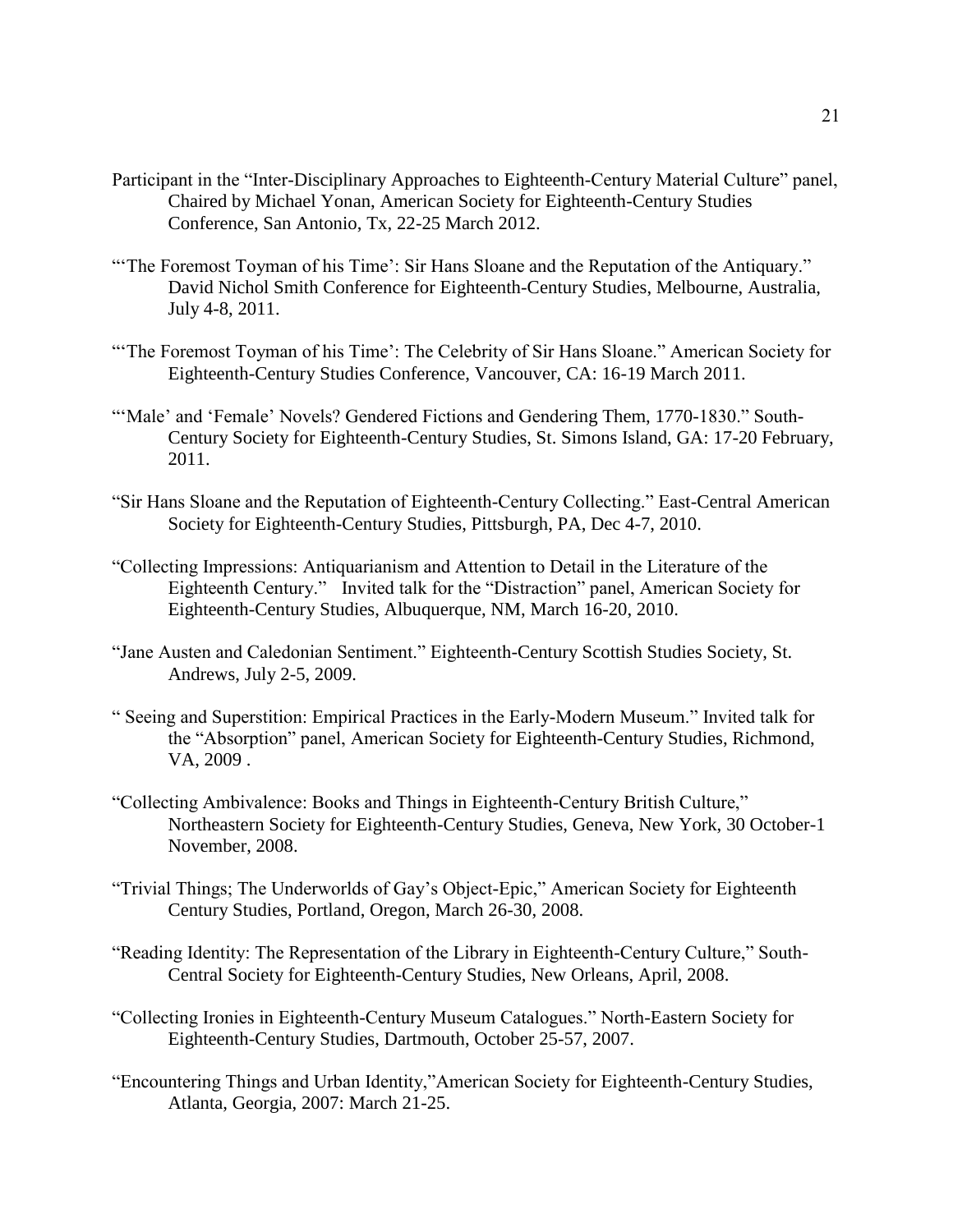Participant in the "Inter-Disciplinary Approaches to Eighteenth-Century Material Culture" panel, Chaired by Michael Yonan, American Society for Eighteenth-Century Studies Conference, San Antonio, Tx, 22-25 March 2012.

"'The Foremost Toyman of his Time': Sir Hans Sloane and the Reputation of the Antiquary." David Nichol Smith Conference for Eighteenth-Century Studies, Melbourne, Australia, July 4-8, 2011.

"'The Foremost Toyman of his Time': The Celebrity of Sir Hans Sloane." American Society for Eighteenth-Century Studies Conference, Vancouver, CA: 16-19 March 2011.

"'Male' and 'Female' Novels? Gendered Fictions and Gendering Them, 1770-1830." South-Century Society for Eighteenth-Century Studies, St. Simons Island, GA: 17-20 February, 2011.

"Sir Hans Sloane and the Reputation of Eighteenth-Century Collecting." East-Central American Society for Eighteenth-Century Studies, Pittsburgh, PA, Dec 4-7, 2010.

"Collecting Impressions: Antiquarianism and Attention to Detail in the Literature of the Eighteenth Century." Invited talk for the "Distraction" panel, American Society for Eighteenth-Century Studies, Albuquerque, NM, March 16-20, 2010.

"Jane Austen and Caledonian Sentiment." Eighteenth-Century Scottish Studies Society, St. Andrews, July 2-5, 2009.

" Seeing and Superstition: Empirical Practices in the Early-Modern Museum." Invited talk for the "Absorption" panel, American Society for Eighteenth-Century Studies, Richmond, VA, 2009 .

"Collecting Ambivalence: Books and Things in Eighteenth-Century British Culture," Northeastern Society for Eighteenth-Century Studies, Geneva, New York, 30 October-1 November, 2008.

"Trivial Things; The Underworlds of Gay's Object-Epic," American Society for Eighteenth Century Studies, Portland, Oregon, March 26-30, 2008.

"Reading Identity: The Representation of the Library in Eighteenth-Century Culture," South-Central Society for Eighteenth-Century Studies, New Orleans, April, 2008.

"Collecting Ironies in Eighteenth-Century Museum Catalogues." North-Eastern Society for Eighteenth-Century Studies, Dartmouth, October 25-57, 2007.

"Encountering Things and Urban Identity,"American Society for Eighteenth-Century Studies, Atlanta, Georgia, 2007: March 21-25.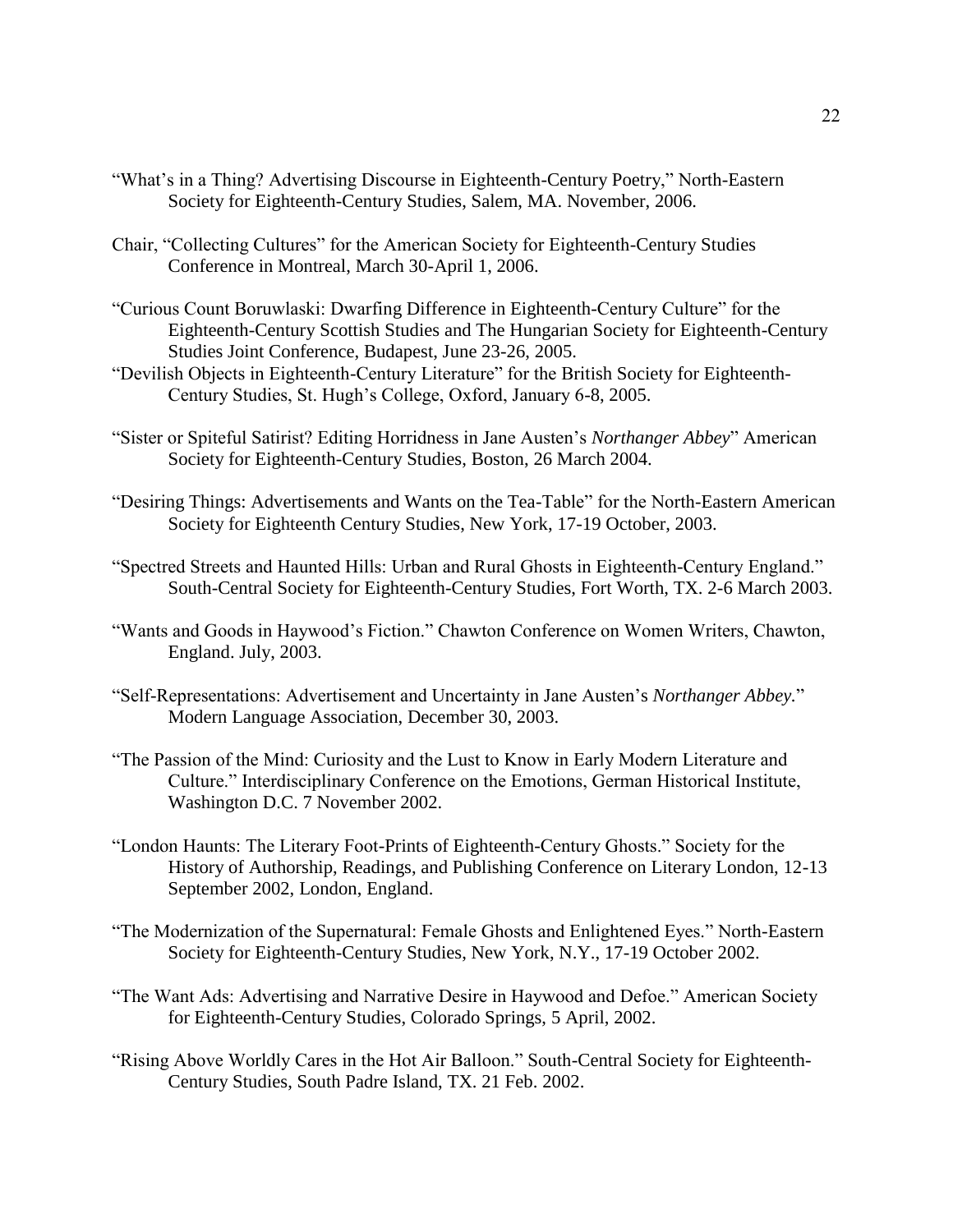"What's in a Thing? Advertising Discourse in Eighteenth-Century Poetry," North-Eastern Society for Eighteenth-Century Studies, Salem, MA. November, 2006.

Chair, "Collecting Cultures" for the American Society for Eighteenth-Century Studies Conference in Montreal, March 30-April 1, 2006.

"Curious Count Boruwlaski: Dwarfing Difference in Eighteenth-Century Culture" for the Eighteenth-Century Scottish Studies and The Hungarian Society for Eighteenth-Century Studies Joint Conference, Budapest, June 23-26, 2005.

"Devilish Objects in Eighteenth-Century Literature" for the British Society for Eighteenth-Century Studies, St. Hugh's College, Oxford, January 6-8, 2005.

"Sister or Spiteful Satirist? Editing Horridness in Jane Austen's *Northanger Abbey*" American Society for Eighteenth-Century Studies, Boston, 26 March 2004.

"Desiring Things: Advertisements and Wants on the Tea-Table" for the North-Eastern American Society for Eighteenth Century Studies, New York, 17-19 October, 2003.

"Spectred Streets and Haunted Hills: Urban and Rural Ghosts in Eighteenth-Century England." South-Central Society for Eighteenth-Century Studies, Fort Worth, TX. 2-6 March 2003.

"Wants and Goods in Haywood's Fiction." Chawton Conference on Women Writers, Chawton, England. July, 2003.

"Self-Representations: Advertisement and Uncertainty in Jane Austen's *Northanger Abbey.*" Modern Language Association, December 30, 2003.

"The Passion of the Mind: Curiosity and the Lust to Know in Early Modern Literature and Culture." Interdisciplinary Conference on the Emotions, German Historical Institute, Washington D.C. 7 November 2002.

"London Haunts: The Literary Foot-Prints of Eighteenth-Century Ghosts." Society for the History of Authorship, Readings, and Publishing Conference on Literary London, 12-13 September 2002, London, England.

"The Modernization of the Supernatural: Female Ghosts and Enlightened Eyes." North-Eastern Society for Eighteenth-Century Studies, New York, N.Y., 17-19 October 2002.

"The Want Ads: Advertising and Narrative Desire in Haywood and Defoe." American Society for Eighteenth-Century Studies, Colorado Springs, 5 April, 2002.

"Rising Above Worldly Cares in the Hot Air Balloon." South-Central Society for Eighteenth-Century Studies, South Padre Island, TX. 21 Feb. 2002.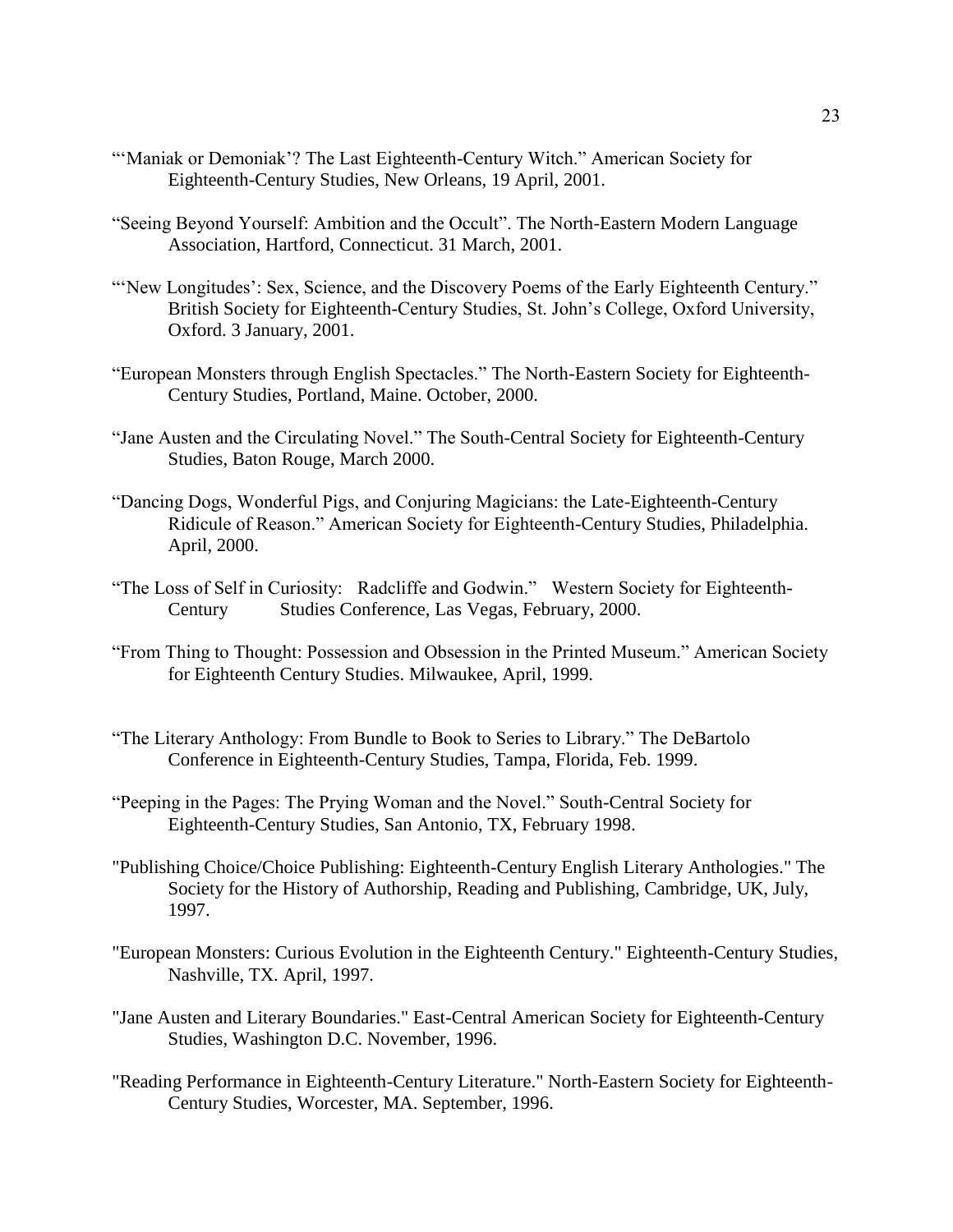"'Maniak or Demoniak'? The Last Eighteenth-Century Witch." American Society for Eighteenth-Century Studies, New Orleans, 19 April, 2001.

"Seeing Beyond Yourself: Ambition and the Occult". The North-Eastern Modern Language Association, Hartford, Connecticut. 31 March, 2001.

"'New Longitudes': Sex, Science, and the Discovery Poems of the Early Eighteenth Century." British Society for Eighteenth-Century Studies, St. John's College, Oxford University, Oxford. 3 January, 2001.

"European Monsters through English Spectacles." The North-Eastern Society for Eighteenth-Century Studies, Portland, Maine. October, 2000.

"Jane Austen and the Circulating Novel." The South-Central Society for Eighteenth-Century Studies, Baton Rouge, March 2000.

"Dancing Dogs, Wonderful Pigs, and Conjuring Magicians: the Late-Eighteenth-Century Ridicule of Reason." American Society for Eighteenth-Century Studies, Philadelphia. April, 2000.

"The Loss of Self in Curiosity: Radcliffe and Godwin." Western Society for Eighteenth-Century Studies Conference, Las Vegas, February, 2000.

"From Thing to Thought: Possession and Obsession in the Printed Museum." American Society for Eighteenth Century Studies. Milwaukee, April, 1999.

"The Literary Anthology: From Bundle to Book to Series to Library." The DeBartolo Conference in Eighteenth-Century Studies, Tampa, Florida, Feb. 1999.

"Peeping in the Pages: The Prying Woman and the Novel." South-Central Society for Eighteenth-Century Studies, San Antonio, TX, February 1998.

"Publishing Choice/Choice Publishing: Eighteenth-Century English Literary Anthologies." The Society for the History of Authorship, Reading and Publishing, Cambridge, UK, July, 1997.

"European Monsters: Curious Evolution in the Eighteenth Century." Eighteenth-Century Studies, Nashville, TX. April, 1997.

"Jane Austen and Literary Boundaries." East-Central American Society for Eighteenth-Century Studies, Washington D.C. November, 1996.

"Reading Performance in Eighteenth-Century Literature." North-Eastern Society for Eighteenth-Century Studies, Worcester, MA. September, 1996.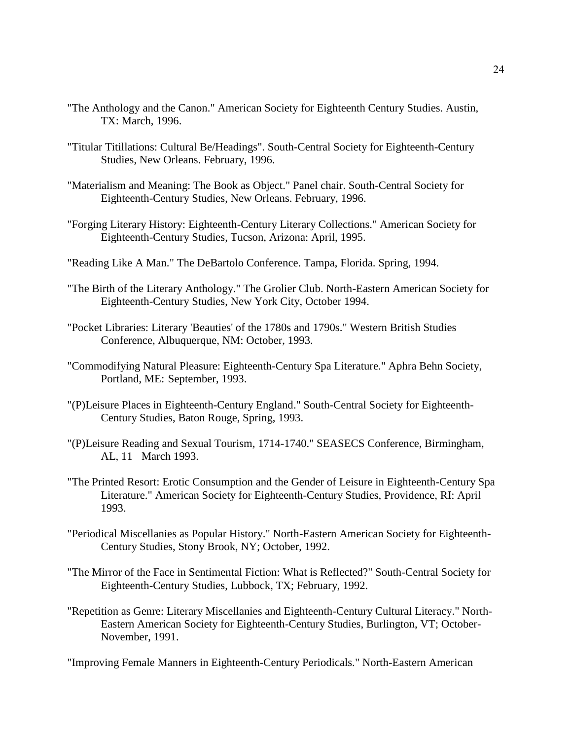"The Anthology and the Canon." American Society for Eighteenth Century Studies. Austin, TX: March, 1996.

"Titular Titillations: Cultural Be/Headings". South-Central Society for Eighteenth-Century Studies, New Orleans. February, 1996.

"Materialism and Meaning: The Book as Object." Panel chair. South-Central Society for Eighteenth-Century Studies, New Orleans. February, 1996.

"Forging Literary History: Eighteenth-Century Literary Collections." American Society for Eighteenth-Century Studies, Tucson, Arizona: April, 1995.

"Reading Like A Man." The DeBartolo Conference. Tampa, Florida. Spring, 1994.

"The Birth of the Literary Anthology." The Grolier Club. North-Eastern American Society for Eighteenth-Century Studies, New York City, October 1994.

"Pocket Libraries: Literary 'Beauties' of the 1780s and 1790s." Western British Studies Conference, Albuquerque, NM: October, 1993.

"Commodifying Natural Pleasure: Eighteenth-Century Spa Literature." Aphra Behn Society, Portland, ME: September, 1993.

"(P)Leisure Places in Eighteenth-Century England." South-Central Society for Eighteenth-Century Studies, Baton Rouge, Spring, 1993.

"(P)Leisure Reading and Sexual Tourism, 1714-1740." SEASECS Conference, Birmingham, AL, 11 March 1993.

"The Printed Resort: Erotic Consumption and the Gender of Leisure in Eighteenth-Century Spa Literature." American Society for Eighteenth-Century Studies, Providence, RI: April 1993.

"Periodical Miscellanies as Popular History." North-Eastern American Society for Eighteenth-Century Studies, Stony Brook, NY; October, 1992.

"The Mirror of the Face in Sentimental Fiction: What is Reflected?" South-Central Society for Eighteenth-Century Studies, Lubbock, TX; February, 1992.

"Repetition as Genre: Literary Miscellanies and Eighteenth-Century Cultural Literacy." North-Eastern American Society for Eighteenth-Century Studies, Burlington, VT; October-November, 1991.

"Improving Female Manners in Eighteenth-Century Periodicals." North-Eastern American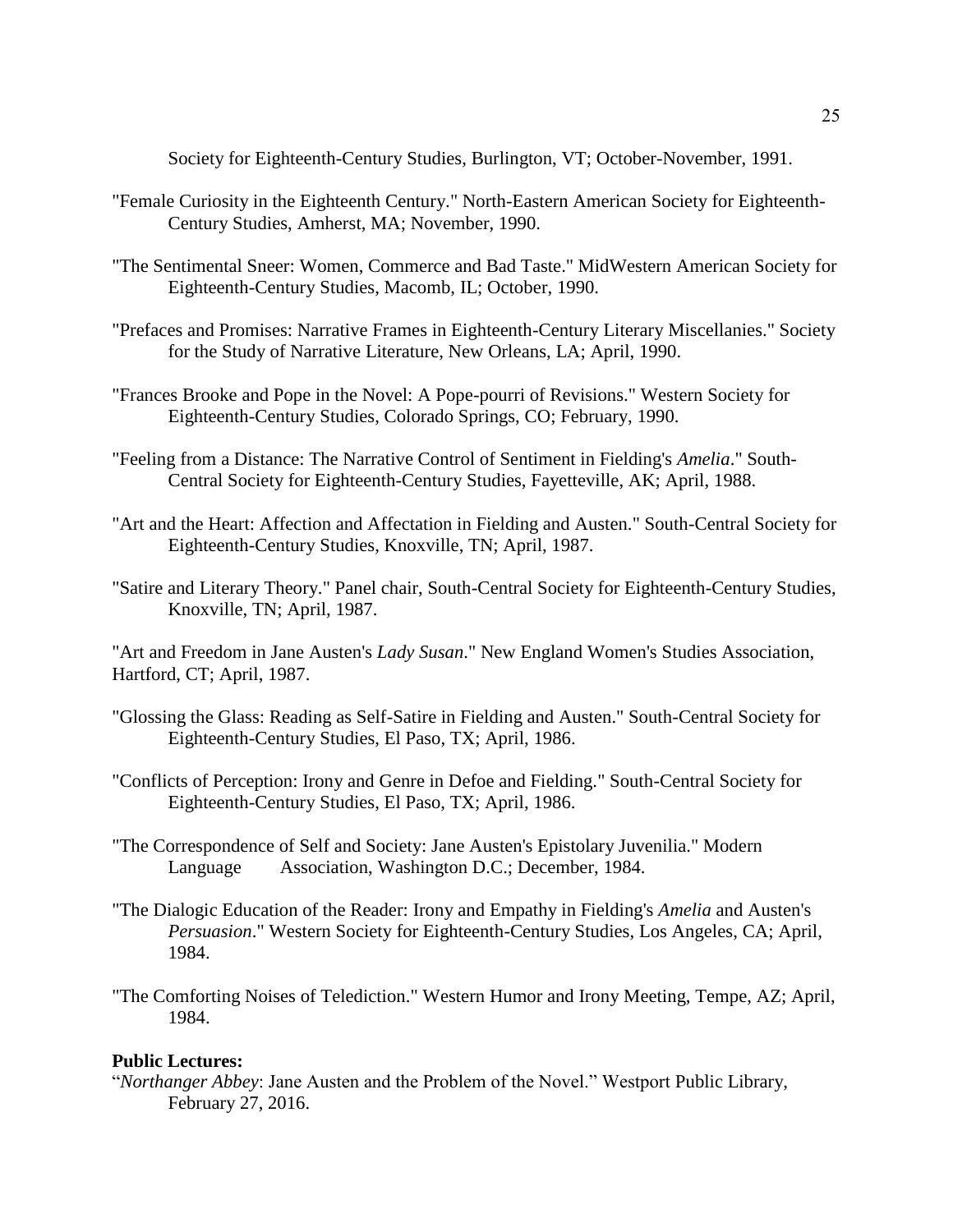Society for Eighteenth-Century Studies, Burlington, VT; October-November, 1991.

"Female Curiosity in the Eighteenth Century." North-Eastern American Society for Eighteenth-Century Studies, Amherst, MA; November, 1990.

"The Sentimental Sneer: Women, Commerce and Bad Taste." MidWestern American Society for Eighteenth-Century Studies, Macomb, IL; October, 1990.

"Prefaces and Promises: Narrative Frames in Eighteenth-Century Literary Miscellanies." Society for the Study of Narrative Literature, New Orleans, LA; April, 1990.

"Frances Brooke and Pope in the Novel: A Pope-pourri of Revisions." Western Society for Eighteenth-Century Studies, Colorado Springs, CO; February, 1990.

"Feeling from a Distance: The Narrative Control of Sentiment in Fielding's *Amelia*." South-Central Society for Eighteenth-Century Studies, Fayetteville, AK; April, 1988.

"Art and the Heart: Affection and Affectation in Fielding and Austen." South-Central Society for Eighteenth-Century Studies, Knoxville, TN; April, 1987.

"Satire and Literary Theory." Panel chair, South-Central Society for Eighteenth-Century Studies, Knoxville, TN; April, 1987.

"Art and Freedom in Jane Austen's *Lady Susan*." New England Women's Studies Association, Hartford, CT; April, 1987.

"Glossing the Glass: Reading as Self-Satire in Fielding and Austen." South-Central Society for Eighteenth-Century Studies, El Paso, TX; April, 1986.

"Conflicts of Perception: Irony and Genre in Defoe and Fielding." South-Central Society for Eighteenth-Century Studies, El Paso, TX; April, 1986.

"The Correspondence of Self and Society: Jane Austen's Epistolary Juvenilia." Modern Language Association, Washington D.C.; December, 1984.

"The Dialogic Education of the Reader: Irony and Empathy in Fielding's *Amelia* and Austen's *Persuasion*." Western Society for Eighteenth-Century Studies, Los Angeles, CA; April, 1984.

"The Comforting Noises of Telediction." Western Humor and Irony Meeting, Tempe, AZ; April, 1984.

**Public Lectures:**

"*Northanger Abbey*: Jane Austen and the Problem of the Novel." Westport Public Library, February 27, 2016.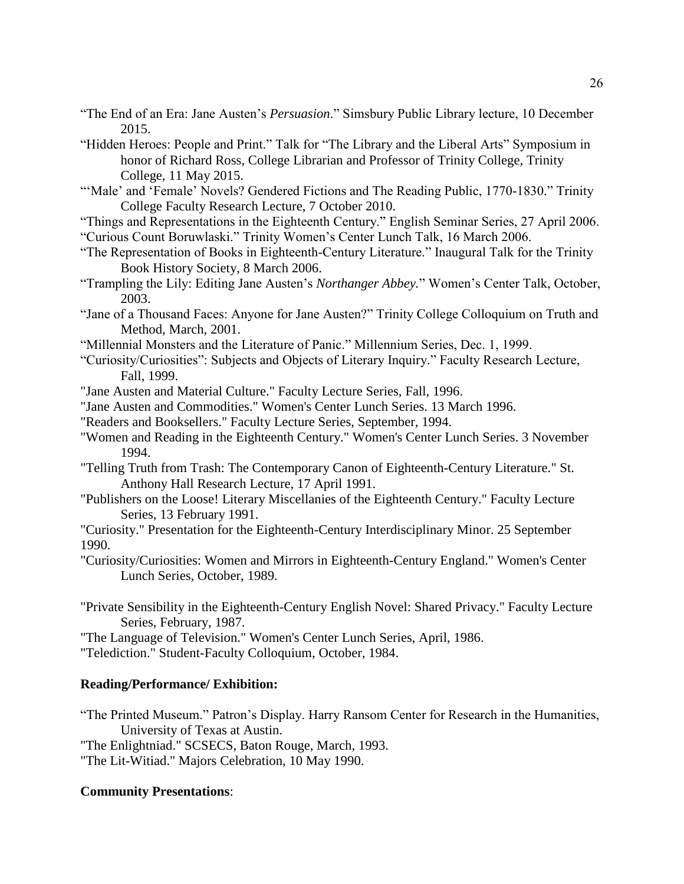"The End of an Era: Jane Austen's *Persuasion*." Simsbury Public Library lecture, 10 December 2015.

"Hidden Heroes: People and Print." Talk for "The Library and the Liberal Arts" Symposium in honor of Richard Ross, College Librarian and Professor of Trinity College, Trinity College, 11 May 2015.

"'Male' and 'Female' Novels? Gendered Fictions and The Reading Public, 1770-1830." Trinity College Faculty Research Lecture, 7 October 2010.

"Things and Representations in the Eighteenth Century." English Seminar Series, 27 April 2006.

"Curious Count Boruwlaski." Trinity Women's Center Lunch Talk, 16 March 2006.

"The Representation of Books in Eighteenth-Century Literature." Inaugural Talk for the Trinity Book History Society, 8 March 2006.

"Trampling the Lily: Editing Jane Austen's *Northanger Abbey.*" Women's Center Talk, October, 2003.

"Jane of a Thousand Faces: Anyone for Jane Austen?" Trinity College Colloquium on Truth and Method, March, 2001.

"Millennial Monsters and the Literature of Panic." Millennium Series, Dec. 1, 1999.

"Curiosity/Curiosities": Subjects and Objects of Literary Inquiry." Faculty Research Lecture, Fall, 1999.

"Jane Austen and Material Culture." Faculty Lecture Series, Fall, 1996.

"Jane Austen and Commodities." Women's Center Lunch Series. 13 March 1996.

"Readers and Booksellers." Faculty Lecture Series, September, 1994.

"Women and Reading in the Eighteenth Century." Women's Center Lunch Series. 3 November 1994.

"Telling Truth from Trash: The Contemporary Canon of Eighteenth-Century Literature." St. Anthony Hall Research Lecture, 17 April 1991.

"Publishers on the Loose! Literary Miscellanies of the Eighteenth Century." Faculty Lecture Series, 13 February 1991.

"Curiosity." Presentation for the Eighteenth-Century Interdisciplinary Minor. 25 September 1990.

"Curiosity/Curiosities: Women and Mirrors in Eighteenth-Century England." Women's Center Lunch Series, October, 1989.

"Private Sensibility in the Eighteenth-Century English Novel: Shared Privacy." Faculty Lecture Series, February, 1987.

"The Language of Television." Women's Center Lunch Series, April, 1986.

"Telediction." Student-Faculty Colloquium, October, 1984.

**Reading/Performance/ Exhibition:**

"The Printed Museum." Patron's Display. Harry Ransom Center for Research in the Humanities, University of Texas at Austin.

"The Enlightniad." SCSECS, Baton Rouge, March, 1993.

"The Lit-Witiad." Majors Celebration, 10 May 1990.

**Community Presentations**: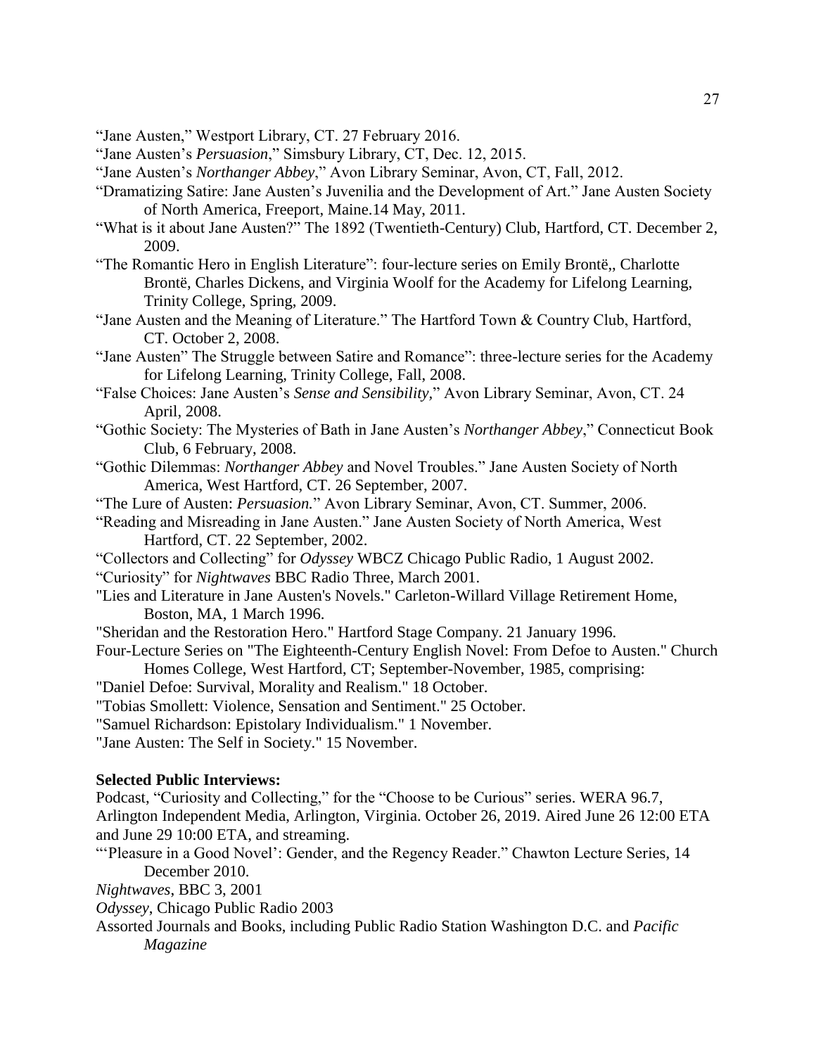"Jane Austen," Westport Library, CT. 27 February 2016.

"Jane Austen's *Persuasion*," Simsbury Library, CT, Dec. 12, 2015.

"Jane Austen's *Northanger Abbey*," Avon Library Seminar, Avon, CT, Fall, 2012.

"Dramatizing Satire: Jane Austen's Juvenilia and the Development of Art." Jane Austen Society of North America, Freeport, Maine.14 May, 2011.

"What is it about Jane Austen?" The 1892 (Twentieth-Century) Club, Hartford, CT. December 2, 2009.

"The Romantic Hero in English Literature": four-lecture series on Emily Brontë,, Charlotte Brontë, Charles Dickens, and Virginia Woolf for the Academy for Lifelong Learning, Trinity College, Spring, 2009.

"Jane Austen and the Meaning of Literature." The Hartford Town & Country Club, Hartford, CT. October 2, 2008.

"Jane Austen" The Struggle between Satire and Romance": three-lecture series for the Academy for Lifelong Learning, Trinity College, Fall, 2008.

"False Choices: Jane Austen's *Sense and Sensibility,*" Avon Library Seminar, Avon, CT. 24 April, 2008.

"Gothic Society: The Mysteries of Bath in Jane Austen's *Northanger Abbey*," Connecticut Book Club, 6 February, 2008.

"Gothic Dilemmas: *Northanger Abbey* and Novel Troubles." Jane Austen Society of North America, West Hartford, CT. 26 September, 2007.

"The Lure of Austen: *Persuasion.*" Avon Library Seminar, Avon, CT. Summer, 2006.

"Reading and Misreading in Jane Austen." Jane Austen Society of North America, West Hartford, CT. 22 September, 2002.

"Collectors and Collecting" for *Odyssey* WBCZ Chicago Public Radio, 1 August 2002.

"Curiosity" for *Nightwaves* BBC Radio Three, March 2001.

"Lies and Literature in Jane Austen's Novels." Carleton-Willard Village Retirement Home, Boston, MA, 1 March 1996.

"Sheridan and the Restoration Hero." Hartford Stage Company. 21 January 1996.

Four-Lecture Series on "The Eighteenth-Century English Novel: From Defoe to Austen." Church Homes College, West Hartford, CT; September-November, 1985, comprising:

"Daniel Defoe: Survival, Morality and Realism." 18 October.

"Tobias Smollett: Violence, Sensation and Sentiment." 25 October.

"Samuel Richardson: Epistolary Individualism." 1 November.

"Jane Austen: The Self in Society." 15 November.

**Selected Public Interviews:**

Podcast, "Curiosity and Collecting," for the "Choose to be Curious" series. WERA 96.7, Arlington Independent Media, Arlington, Virginia. October 26, 2019. Aired June 26 12:00 ETA and June 29 10:00 ETA, and streaming.

"'Pleasure in a Good Novel': Gender, and the Regency Reader." Chawton Lecture Series, 14 December 2010.

*Nightwaves*, BBC 3, 2001

*Odyssey*, Chicago Public Radio 2003

Assorted Journals and Books, including Public Radio Station Washington D.C. and *Pacific Magazine*